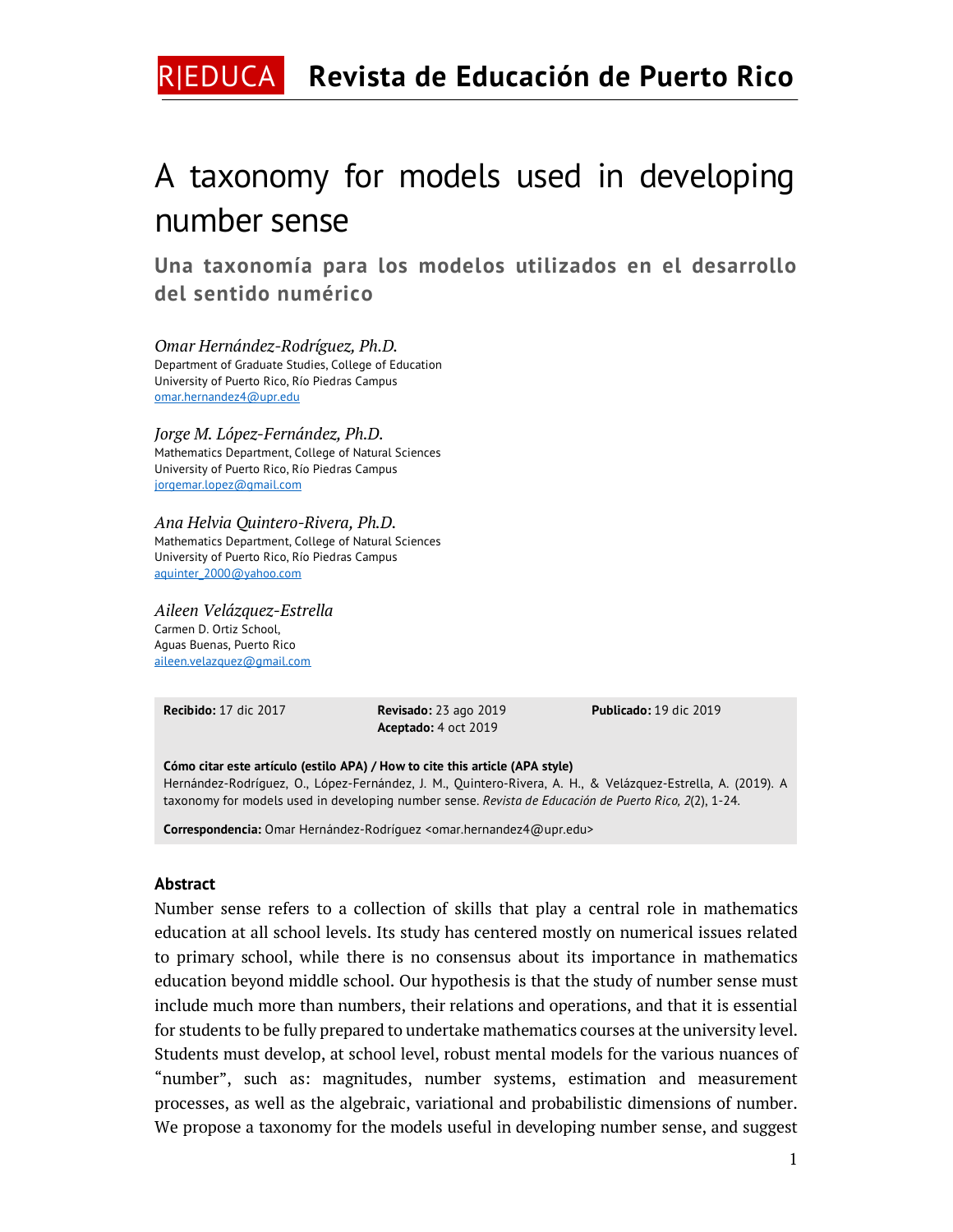# A taxonomy for models used in developing number sense

## Una taxonomía para los modelos utilizados en el desarrollo del sentido numérico

*Omar Hernández-Rodríguez, Ph.D.*
Department of Graduate Studies, College of Education
University of Puerto Rico, Río Piedras Campus
omar.hernandez4@upr.edu

*Jorge M. López-Fernández, Ph.D.*
Mathematics Department, College of Natural Sciences
University of Puerto Rico, Río Piedras Campus
jorgemar.lopez@gmail.com

*Ana Helvia Quintero-Rivera, Ph.D.*
Mathematics Department, College of Natural Sciences
University of Puerto Rico, Río Piedras Campus
aquinter_2000@yahoo.com

*Aileen Velázquez-Estrella*
Carmen D. Ortiz School,
Aguas Buenas, Puerto Rico
aileen.velazquez@gmail.com

**Recibido:** 17 dic 2017 **Revisado:** 23 ago 2019 **Aceptado:** 4 oct 2019 **Publicado:** 19 dic 2019

**Cómo citar este artículo (estilo APA) / How to cite this article (APA style)**
Hernández-Rodríguez, O., López-Fernández, J. M., Quintero-Rivera, A. H., & Velázquez-Estrella, A. (2019). A taxonomy for models used in developing number sense. *Revista de Educación de Puerto Rico, 2*(2), 1-24.

**Correspondencia:** Omar Hernández-Rodríguez <omar.hernandez4@upr.edu>

### Abstract

Number sense refers to a collection of skills that play a central role in mathematics education at all school levels. Its study has centered mostly on numerical issues related to primary school, while there is no consensus about its importance in mathematics education beyond middle school. Our hypothesis is that the study of number sense must include much more than numbers, their relations and operations, and that it is essential for students to be fully prepared to undertake mathematics courses at the university level. Students must develop, at school level, robust mental models for the various nuances of "number", such as: magnitudes, number systems, estimation and measurement processes, as well as the algebraic, variational and probabilistic dimensions of number. We propose a taxonomy for the models useful in developing number sense, and suggest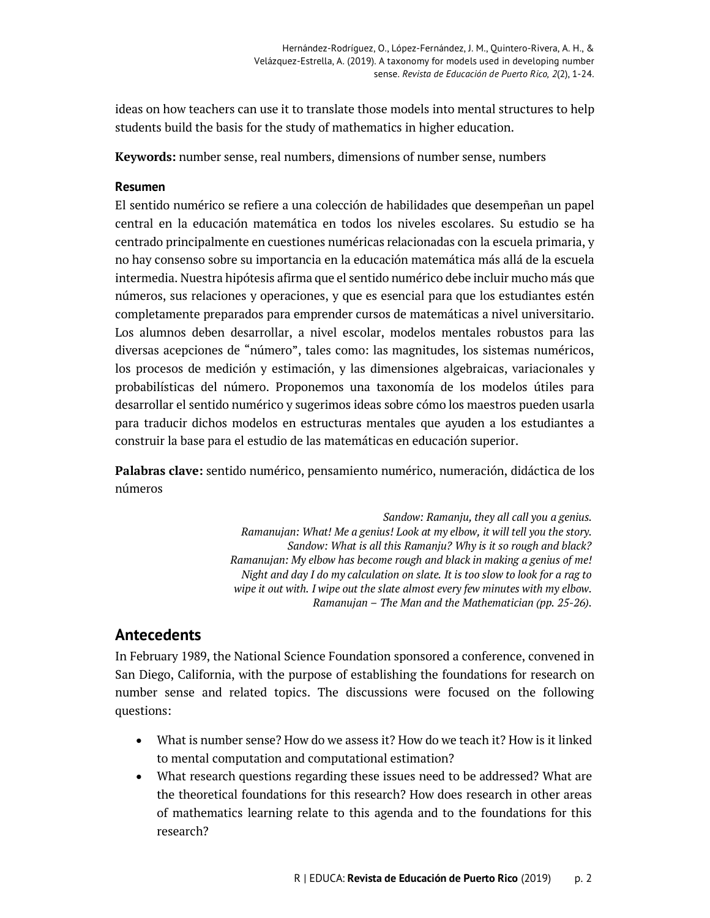ideas on how teachers can use it to translate those models into mental structures to help students build the basis for the study of mathematics in higher education.

**Keywords:** number sense, real numbers, dimensions of number sense, numbers

**Resumen**

El sentido numérico se refiere a una colección de habilidades que desempeñan un papel central en la educación matemática en todos los niveles escolares. Su estudio se ha centrado principalmente en cuestiones numéricas relacionadas con la escuela primaria, y no hay consenso sobre su importancia en la educación matemática más allá de la escuela intermedia. Nuestra hipótesis afirma que el sentido numérico debe incluir mucho más que números, sus relaciones y operaciones, y que es esencial para que los estudiantes estén completamente preparados para emprender cursos de matemáticas a nivel universitario. Los alumnos deben desarrollar, a nivel escolar, modelos mentales robustos para las diversas acepciones de "número", tales como: las magnitudes, los sistemas numéricos, los procesos de medición y estimación, y las dimensiones algebraicas, variacionales y probabilísticas del número. Proponemos una taxonomía de los modelos útiles para desarrollar el sentido numérico y sugerimos ideas sobre cómo los maestros pueden usarla para traducir dichos modelos en estructuras mentales que ayuden a los estudiantes a construir la base para el estudio de las matemáticas en educación superior.

**Palabras clave:** sentido numérico, pensamiento numérico, numeración, didáctica de los números

> *Sandow: Ramanju, they all call you a genius.*
> *Ramanujan: What! Me a genius! Look at my elbow, it will tell you the story.*
> *Sandow: What is all this Ramanju? Why is it so rough and black?*
> *Ramanujan: My elbow has become rough and black in making a genius of me! Night and day I do my calculation on slate. It is too slow to look for a rag to wipe it out with. I wipe out the slate almost every few minutes with my elbow.*
> *Ramanujan – The Man and the Mathematician (pp. 25-26).*

## Antecedents

In February 1989, the National Science Foundation sponsored a conference, convened in San Diego, California, with the purpose of establishing the foundations for research on number sense and related topics. The discussions were focused on the following questions:

- What is number sense? How do we assess it? How do we teach it? How is it linked to mental computation and computational estimation?
- What research questions regarding these issues need to be addressed? What are the theoretical foundations for this research? How does research in other areas of mathematics learning relate to this agenda and to the foundations for this research?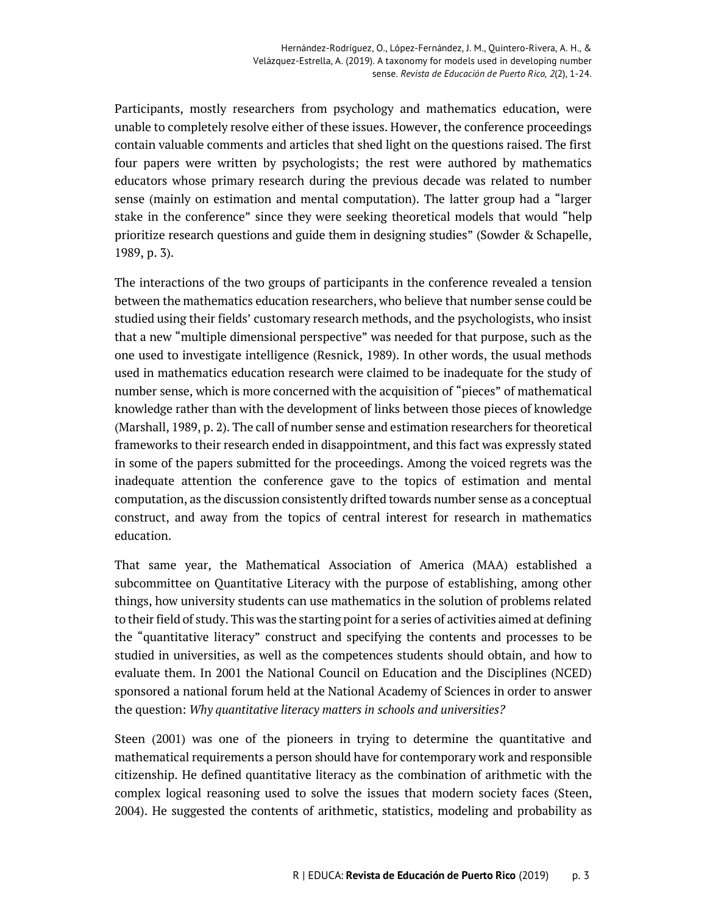Participants, mostly researchers from psychology and mathematics education, were unable to completely resolve either of these issues. However, the conference proceedings contain valuable comments and articles that shed light on the questions raised. The first four papers were written by psychologists; the rest were authored by mathematics educators whose primary research during the previous decade was related to number sense (mainly on estimation and mental computation). The latter group had a "larger stake in the conference" since they were seeking theoretical models that would "help prioritize research questions and guide them in designing studies" (Sowder & Schapelle, 1989, p. 3).

The interactions of the two groups of participants in the conference revealed a tension between the mathematics education researchers, who believe that number sense could be studied using their fields' customary research methods, and the psychologists, who insist that a new "multiple dimensional perspective" was needed for that purpose, such as the one used to investigate intelligence (Resnick, 1989). In other words, the usual methods used in mathematics education research were claimed to be inadequate for the study of number sense, which is more concerned with the acquisition of "pieces" of mathematical knowledge rather than with the development of links between those pieces of knowledge (Marshall, 1989, p. 2). The call of number sense and estimation researchers for theoretical frameworks to their research ended in disappointment, and this fact was expressly stated in some of the papers submitted for the proceedings. Among the voiced regrets was the inadequate attention the conference gave to the topics of estimation and mental computation, as the discussion consistently drifted towards number sense as a conceptual construct, and away from the topics of central interest for research in mathematics education.

That same year, the Mathematical Association of America (MAA) established a subcommittee on Quantitative Literacy with the purpose of establishing, among other things, how university students can use mathematics in the solution of problems related to their field of study. This was the starting point for a series of activities aimed at defining the "quantitative literacy" construct and specifying the contents and processes to be studied in universities, as well as the competences students should obtain, and how to evaluate them. In 2001 the National Council on Education and the Disciplines (NCED) sponsored a national forum held at the National Academy of Sciences in order to answer the question: *Why quantitative literacy matters in schools and universities?*

Steen (2001) was one of the pioneers in trying to determine the quantitative and mathematical requirements a person should have for contemporary work and responsible citizenship. He defined quantitative literacy as the combination of arithmetic with the complex logical reasoning used to solve the issues that modern society faces (Steen, 2004). He suggested the contents of arithmetic, statistics, modeling and probability as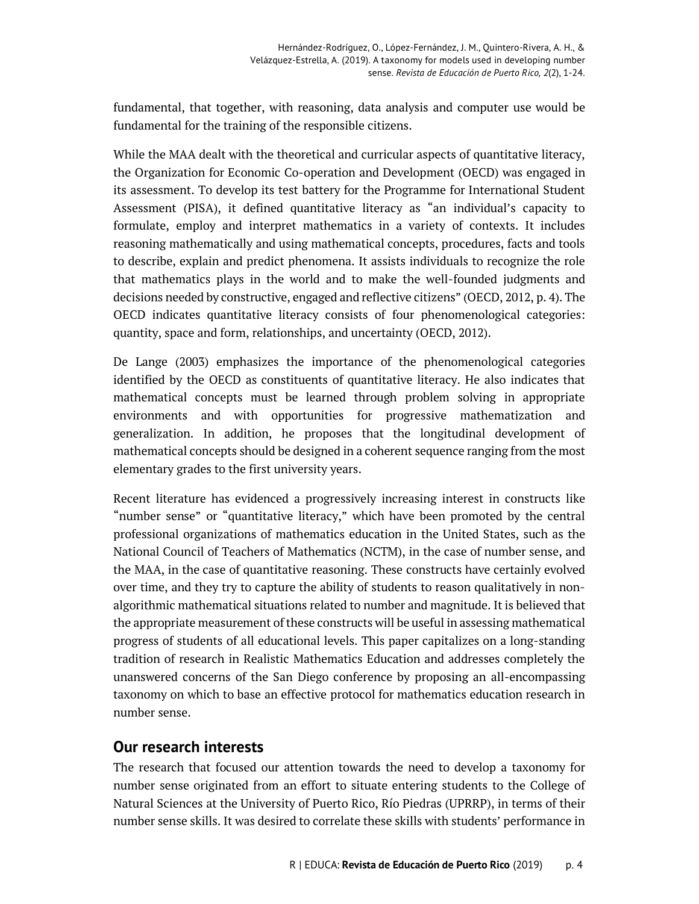fundamental, that together, with reasoning, data analysis and computer use would be fundamental for the training of the responsible citizens.

While the MAA dealt with the theoretical and curricular aspects of quantitative literacy, the Organization for Economic Co-operation and Development (OECD) was engaged in its assessment. To develop its test battery for the Programme for International Student Assessment (PISA), it defined quantitative literacy as "an individual's capacity to formulate, employ and interpret mathematics in a variety of contexts. It includes reasoning mathematically and using mathematical concepts, procedures, facts and tools to describe, explain and predict phenomena. It assists individuals to recognize the role that mathematics plays in the world and to make the well-founded judgments and decisions needed by constructive, engaged and reflective citizens" (OECD, 2012, p. 4). The OECD indicates quantitative literacy consists of four phenomenological categories: quantity, space and form, relationships, and uncertainty (OECD, 2012).

De Lange (2003) emphasizes the importance of the phenomenological categories identified by the OECD as constituents of quantitative literacy. He also indicates that mathematical concepts must be learned through problem solving in appropriate environments and with opportunities for progressive mathematization and generalization. In addition, he proposes that the longitudinal development of mathematical concepts should be designed in a coherent sequence ranging from the most elementary grades to the first university years.

Recent literature has evidenced a progressively increasing interest in constructs like "number sense" or "quantitative literacy," which have been promoted by the central professional organizations of mathematics education in the United States, such as the National Council of Teachers of Mathematics (NCTM), in the case of number sense, and the MAA, in the case of quantitative reasoning. These constructs have certainly evolved over time, and they try to capture the ability of students to reason qualitatively in non-algorithmic mathematical situations related to number and magnitude. It is believed that the appropriate measurement of these constructs will be useful in assessing mathematical progress of students of all educational levels. This paper capitalizes on a long-standing tradition of research in Realistic Mathematics Education and addresses completely the unanswered concerns of the San Diego conference by proposing an all-encompassing taxonomy on which to base an effective protocol for mathematics education research in number sense.

## Our research interests

The research that focused our attention towards the need to develop a taxonomy for number sense originated from an effort to situate entering students to the College of Natural Sciences at the University of Puerto Rico, Río Piedras (UPRRP), in terms of their number sense skills. It was desired to correlate these skills with students' performance in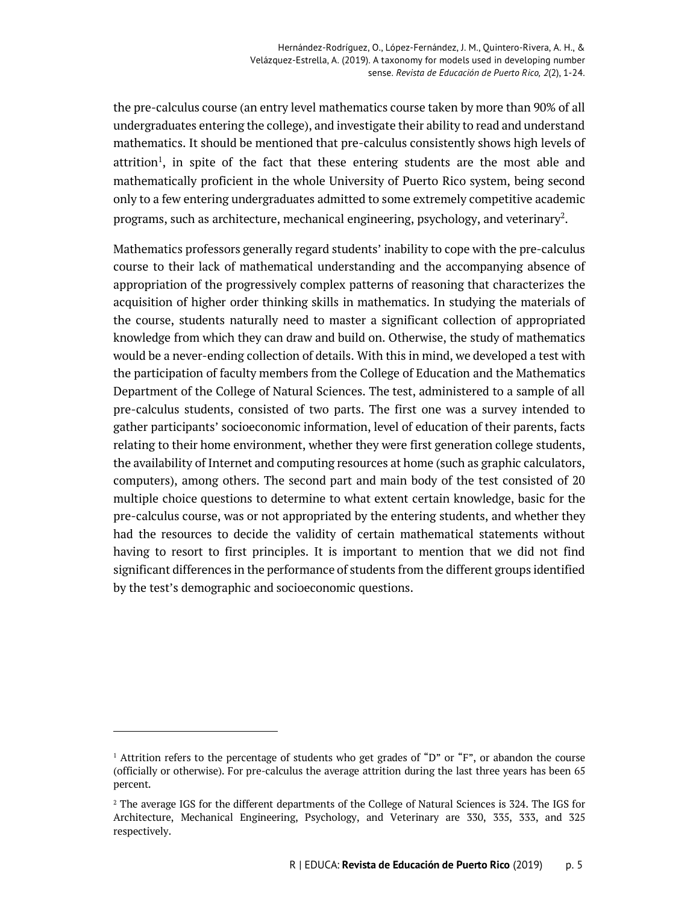the pre-calculus course (an entry level mathematics course taken by more than 90% of all undergraduates entering the college), and investigate their ability to read and understand mathematics. It should be mentioned that pre-calculus consistently shows high levels of attrition[1], in spite of the fact that these entering students are the most able and mathematically proficient in the whole University of Puerto Rico system, being second only to a few entering undergraduates admitted to some extremely competitive academic programs, such as architecture, mechanical engineering, psychology, and veterinary[2].

Mathematics professors generally regard students' inability to cope with the pre-calculus course to their lack of mathematical understanding and the accompanying absence of appropriation of the progressively complex patterns of reasoning that characterizes the acquisition of higher order thinking skills in mathematics. In studying the materials of the course, students naturally need to master a significant collection of appropriated knowledge from which they can draw and build on. Otherwise, the study of mathematics would be a never-ending collection of details. With this in mind, we developed a test with the participation of faculty members from the College of Education and the Mathematics Department of the College of Natural Sciences. The test, administered to a sample of all pre-calculus students, consisted of two parts. The first one was a survey intended to gather participants' socioeconomic information, level of education of their parents, facts relating to their home environment, whether they were first generation college students, the availability of Internet and computing resources at home (such as graphic calculators, computers), among others. The second part and main body of the test consisted of 20 multiple choice questions to determine to what extent certain knowledge, basic for the pre-calculus course, was or not appropriated by the entering students, and whether they had the resources to decide the validity of certain mathematical statements without having to resort to first principles. It is important to mention that we did not find significant differences in the performance of students from the different groups identified by the test's demographic and socioeconomic questions.

---

[1] Attrition refers to the percentage of students who get grades of "D" or "F", or abandon the course (officially or otherwise). For pre-calculus the average attrition during the last three years has been 65 percent.

[2] The average IGS for the different departments of the College of Natural Sciences is 324. The IGS for Architecture, Mechanical Engineering, Psychology, and Veterinary are 330, 335, 333, and 325 respectively.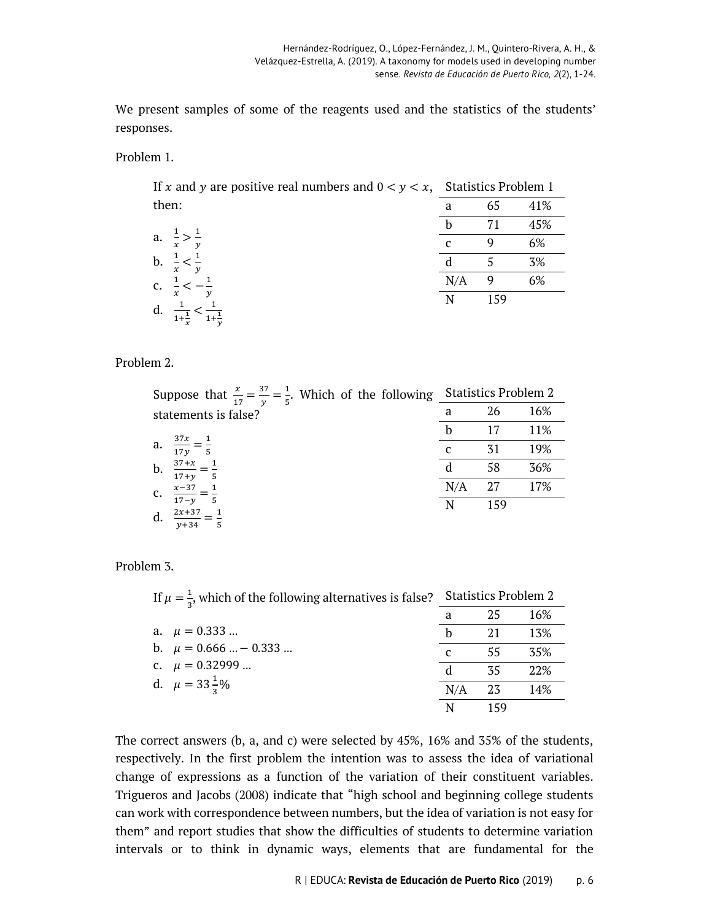We present samples of some of the reagents used and the statistics of the students' responses.

Problem 1.

If $x$ and $y$ are positive real numbers and $0 < y < x$, then:

a. $\frac{1}{x} > \frac{1}{y}$

b. $\frac{1}{x} < \frac{1}{y}$

c. $\frac{1}{x} < -\frac{1}{y}$

d. $\frac{1}{1+\frac{1}{x}} < \frac{1}{1+\frac{1}{y}}$

| Statistics Problem 1 | | |
|---|---|---|
| a | 65 | 41% |
| b | 71 | 45% |
| c | 9 | 6% |
| d | 5 | 3% |
| N/A | 9 | 6% |
| N | 159 | |

Problem 2.

Suppose that $\frac{x}{17} = \frac{37}{y} = \frac{1}{5}$. Which of the following statements is false?

a. $\frac{37x}{17y} = \frac{1}{5}$

b. $\frac{37+x}{17+y} = \frac{1}{5}$

c. $\frac{x-37}{17-y} = \frac{1}{5}$

d. $\frac{2x+37}{y+34} = \frac{1}{5}$

| Statistics Problem 2 | | |
|---|---|---|
| a | 26 | 16% |
| b | 17 | 11% |
| c | 31 | 19% |
| d | 58 | 36% |
| N/A | 27 | 17% |
| N | 159 | |

Problem 3.

If $\mu = \frac{1}{3}$, which of the following alternatives is false?

a. $\mu = 0.333 \ldots$

b. $\mu = 0.666 \ldots - 0.333 \ldots$

c. $\mu = 0.32999 \ldots$

d. $\mu = 33\frac{1}{3}\%$

| Statistics Problem 2 | | |
|---|---|---|
| a | 25 | 16% |
| b | 21 | 13% |
| c | 55 | 35% |
| d | 35 | 22% |
| N/A | 23 | 14% |
| N | 159 | |

The correct answers (b, a, and c) were selected by 45%, 16% and 35% of the students, respectively. In the first problem the intention was to assess the idea of variational change of expressions as a function of the variation of their constituent variables. Trigueros and Jacobs (2008) indicate that "high school and beginning college students can work with correspondence between numbers, but the idea of variation is not easy for them" and report studies that show the difficulties of students to determine variation intervals or to think in dynamic ways, elements that are fundamental for the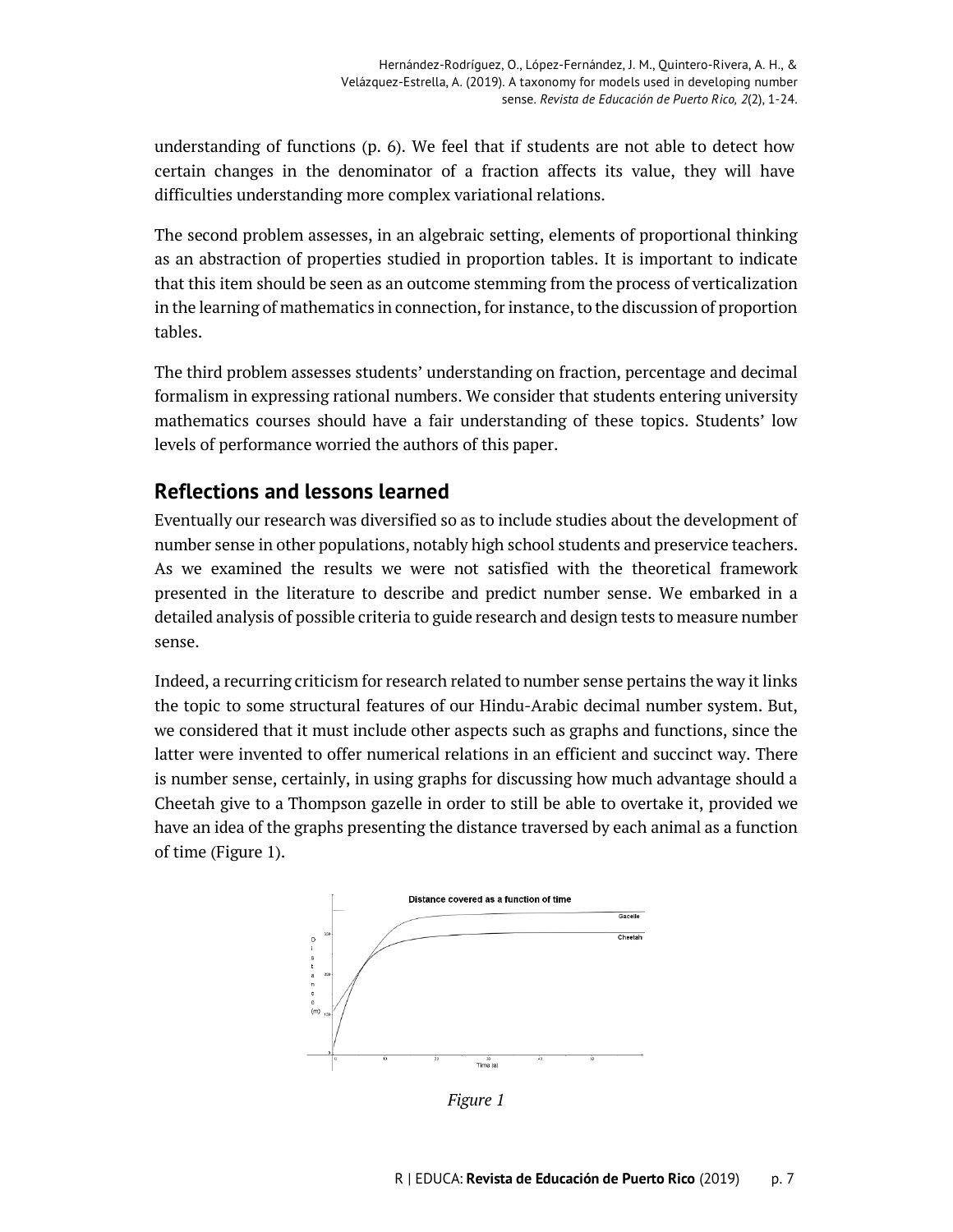understanding of functions (p. 6). We feel that if students are not able to detect how certain changes in the denominator of a fraction affects its value, they will have difficulties understanding more complex variational relations.

The second problem assesses, in an algebraic setting, elements of proportional thinking as an abstraction of properties studied in proportion tables. It is important to indicate that this item should be seen as an outcome stemming from the process of verticalization in the learning of mathematics in connection, for instance, to the discussion of proportion tables.

The third problem assesses students' understanding on fraction, percentage and decimal formalism in expressing rational numbers. We consider that students entering university mathematics courses should have a fair understanding of these topics. Students' low levels of performance worried the authors of this paper.

## Reflections and lessons learned

Eventually our research was diversified so as to include studies about the development of number sense in other populations, notably high school students and preservice teachers. As we examined the results we were not satisfied with the theoretical framework presented in the literature to describe and predict number sense. We embarked in a detailed analysis of possible criteria to guide research and design tests to measure number sense.

Indeed, a recurring criticism for research related to number sense pertains the way it links the topic to some structural features of our Hindu-Arabic decimal number system. But, we considered that it must include other aspects such as graphs and functions, since the latter were invented to offer numerical relations in an efficient and succinct way. There is number sense, certainly, in using graphs for discussing how much advantage should a Cheetah give to a Thompson gazelle in order to still be able to overtake it, provided we have an idea of the graphs presenting the distance traversed by each animal as a function of time (Figure 1).

*Figure 1*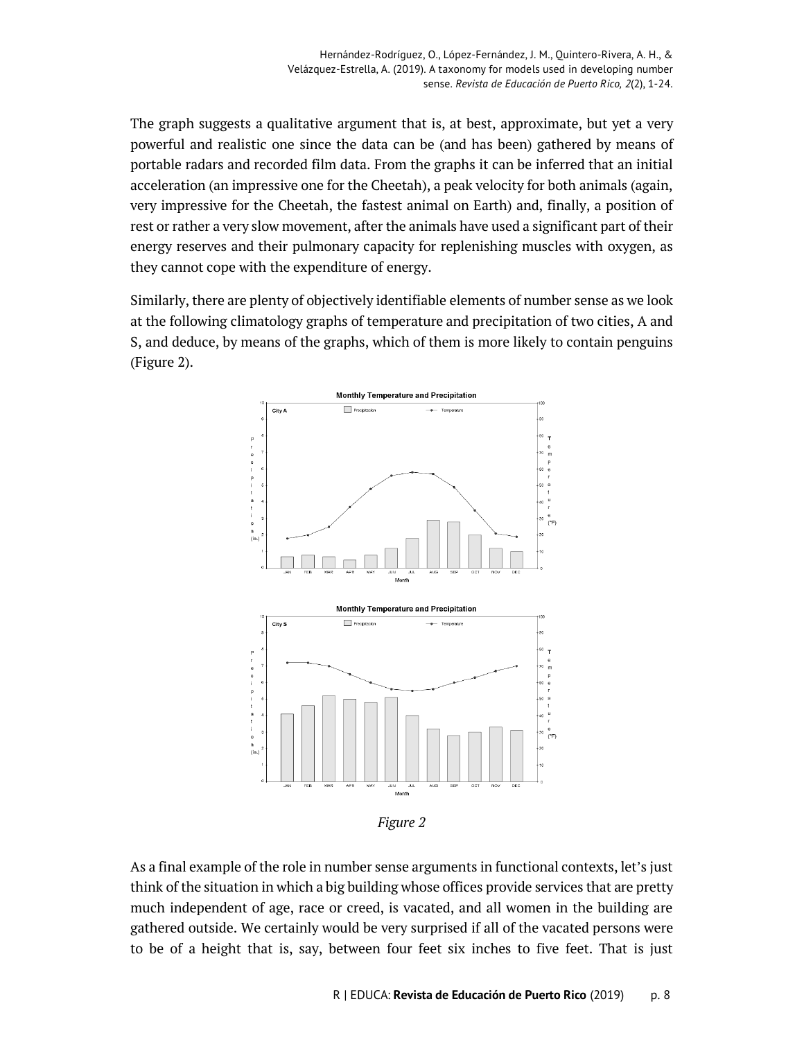The graph suggests a qualitative argument that is, at best, approximate, but yet a very powerful and realistic one since the data can be (and has been) gathered by means of portable radars and recorded film data. From the graphs it can be inferred that an initial acceleration (an impressive one for the Cheetah), a peak velocity for both animals (again, very impressive for the Cheetah, the fastest animal on Earth) and, finally, a position of rest or rather a very slow movement, after the animals have used a significant part of their energy reserves and their pulmonary capacity for replenishing muscles with oxygen, as they cannot cope with the expenditure of energy.

Similarly, there are plenty of objectively identifiable elements of number sense as we look at the following climatology graphs of temperature and precipitation of two cities, A and S, and deduce, by means of the graphs, which of them is more likely to contain penguins (Figure 2).

*Figure 2*

As a final example of the role in number sense arguments in functional contexts, let's just think of the situation in which a big building whose offices provide services that are pretty much independent of age, race or creed, is vacated, and all women in the building are gathered outside. We certainly would be very surprised if all of the vacated persons were to be of a height that is, say, between four feet six inches to five feet. That is just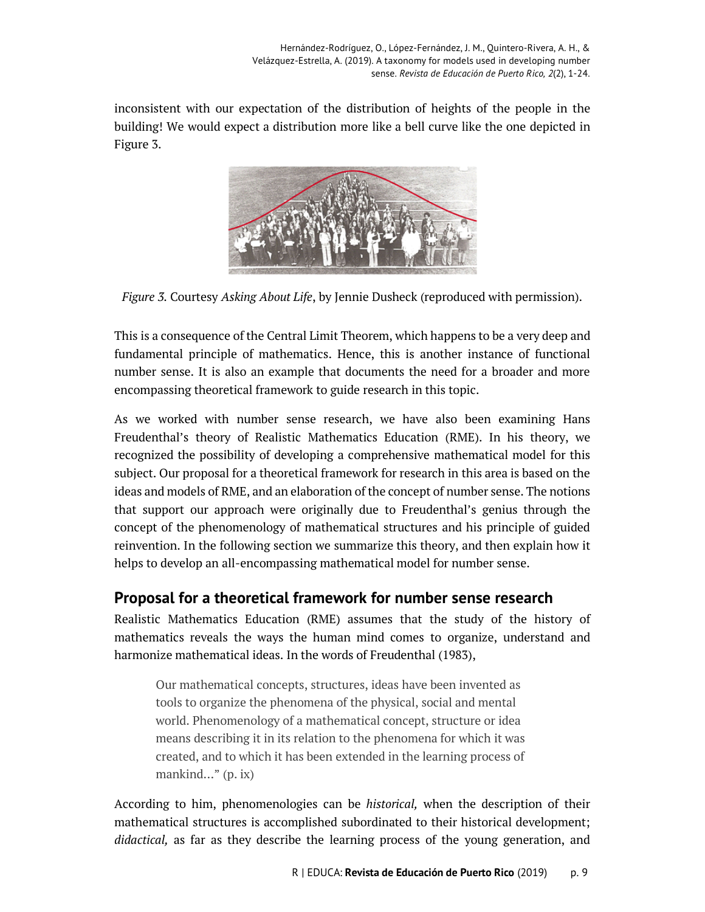inconsistent with our expectation of the distribution of heights of the people in the building! We would expect a distribution more like a bell curve like the one depicted in Figure 3.

*Figure 3.* Courtesy *Asking About Life*, by Jennie Dusheck (reproduced with permission).

This is a consequence of the Central Limit Theorem, which happens to be a very deep and fundamental principle of mathematics. Hence, this is another instance of functional number sense. It is also an example that documents the need for a broader and more encompassing theoretical framework to guide research in this topic.

As we worked with number sense research, we have also been examining Hans Freudenthal's theory of Realistic Mathematics Education (RME). In his theory, we recognized the possibility of developing a comprehensive mathematical model for this subject. Our proposal for a theoretical framework for research in this area is based on the ideas and models of RME, and an elaboration of the concept of number sense. The notions that support our approach were originally due to Freudenthal's genius through the concept of the phenomenology of mathematical structures and his principle of guided reinvention. In the following section we summarize this theory, and then explain how it helps to develop an all-encompassing mathematical model for number sense.

## Proposal for a theoretical framework for number sense research

Realistic Mathematics Education (RME) assumes that the study of the history of mathematics reveals the ways the human mind comes to organize, understand and harmonize mathematical ideas. In the words of Freudenthal (1983),

> Our mathematical concepts, structures, ideas have been invented as tools to organize the phenomena of the physical, social and mental world. Phenomenology of a mathematical concept, structure or idea means describing it in its relation to the phenomena for which it was created, and to which it has been extended in the learning process of mankind..." (p. ix)

According to him, phenomenologies can be *historical,* when the description of their mathematical structures is accomplished subordinated to their historical development; *didactical,* as far as they describe the learning process of the young generation, and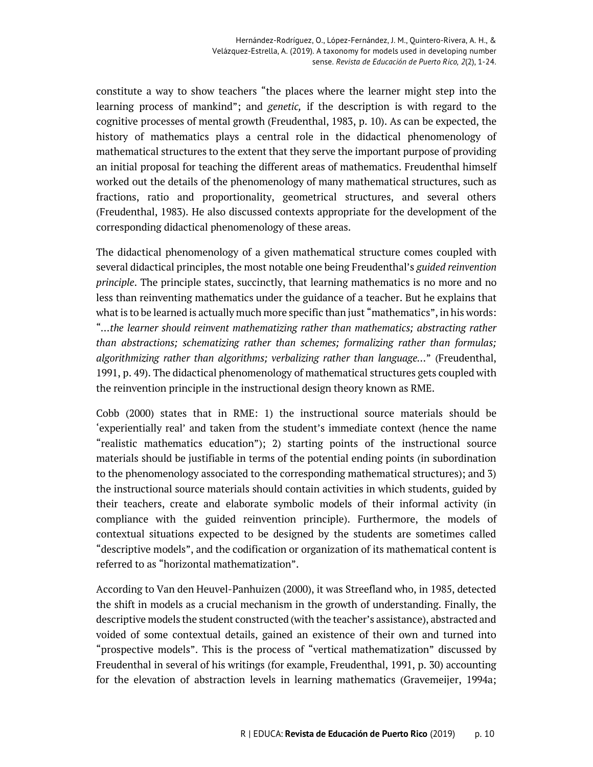constitute a way to show teachers "the places where the learner might step into the learning process of mankind"; and *genetic,* if the description is with regard to the cognitive processes of mental growth (Freudenthal, 1983, p. 10). As can be expected, the history of mathematics plays a central role in the didactical phenomenology of mathematical structures to the extent that they serve the important purpose of providing an initial proposal for teaching the different areas of mathematics. Freudenthal himself worked out the details of the phenomenology of many mathematical structures, such as fractions, ratio and proportionality, geometrical structures, and several others (Freudenthal, 1983). He also discussed contexts appropriate for the development of the corresponding didactical phenomenology of these areas.

The didactical phenomenology of a given mathematical structure comes coupled with several didactical principles, the most notable one being Freudenthal's *guided reinvention principle*. The principle states, succinctly, that learning mathematics is no more and no less than reinventing mathematics under the guidance of a teacher. But he explains that what is to be learned is actually much more specific than just "mathematics", in his words: "*...the learner should reinvent mathematizing rather than mathematics; abstracting rather than abstractions; schematizing rather than schemes; formalizing rather than formulas; algorithmizing rather than algorithms; verbalizing rather than language...*" (Freudenthal, 1991, p. 49). The didactical phenomenology of mathematical structures gets coupled with the reinvention principle in the instructional design theory known as RME.

Cobb (2000) states that in RME: 1) the instructional source materials should be 'experientially real' and taken from the student's immediate context (hence the name "realistic mathematics education"); 2) starting points of the instructional source materials should be justifiable in terms of the potential ending points (in subordination to the phenomenology associated to the corresponding mathematical structures); and 3) the instructional source materials should contain activities in which students, guided by their teachers, create and elaborate symbolic models of their informal activity (in compliance with the guided reinvention principle). Furthermore, the models of contextual situations expected to be designed by the students are sometimes called "descriptive models", and the codification or organization of its mathematical content is referred to as "horizontal mathematization".

According to Van den Heuvel-Panhuizen (2000), it was Streefland who, in 1985, detected the shift in models as a crucial mechanism in the growth of understanding. Finally, the descriptive models the student constructed (with the teacher's assistance), abstracted and voided of some contextual details, gained an existence of their own and turned into "prospective models". This is the process of "vertical mathematization" discussed by Freudenthal in several of his writings (for example, Freudenthal, 1991, p. 30) accounting for the elevation of abstraction levels in learning mathematics (Gravemeijer, 1994a;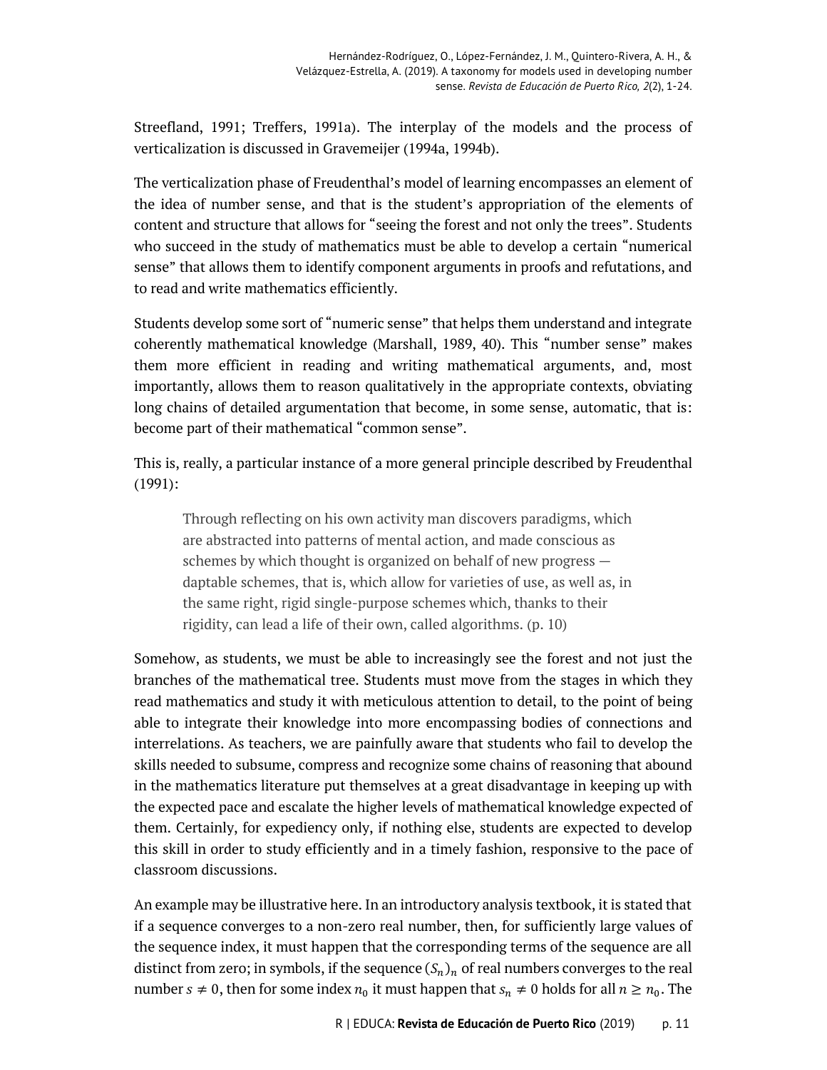Streefland, 1991; Treffers, 1991a). The interplay of the models and the process of verticalization is discussed in Gravemeijer (1994a, 1994b).

The verticalization phase of Freudenthal's model of learning encompasses an element of the idea of number sense, and that is the student's appropriation of the elements of content and structure that allows for "seeing the forest and not only the trees". Students who succeed in the study of mathematics must be able to develop a certain "numerical sense" that allows them to identify component arguments in proofs and refutations, and to read and write mathematics efficiently.

Students develop some sort of "numeric sense" that helps them understand and integrate coherently mathematical knowledge (Marshall, 1989, 40). This "number sense" makes them more efficient in reading and writing mathematical arguments, and, most importantly, allows them to reason qualitatively in the appropriate contexts, obviating long chains of detailed argumentation that become, in some sense, automatic, that is: become part of their mathematical "common sense".

This is, really, a particular instance of a more general principle described by Freudenthal (1991):

> Through reflecting on his own activity man discovers paradigms, which are abstracted into patterns of mental action, and made conscious as schemes by which thought is organized on behalf of new progress — daptable schemes, that is, which allow for varieties of use, as well as, in the same right, rigid single-purpose schemes which, thanks to their rigidity, can lead a life of their own, called algorithms. (p. 10)

Somehow, as students, we must be able to increasingly see the forest and not just the branches of the mathematical tree. Students must move from the stages in which they read mathematics and study it with meticulous attention to detail, to the point of being able to integrate their knowledge into more encompassing bodies of connections and interrelations. As teachers, we are painfully aware that students who fail to develop the skills needed to subsume, compress and recognize some chains of reasoning that abound in the mathematics literature put themselves at a great disadvantage in keeping up with the expected pace and escalate the higher levels of mathematical knowledge expected of them. Certainly, for expediency only, if nothing else, students are expected to develop this skill in order to study efficiently and in a timely fashion, responsive to the pace of classroom discussions.

An example may be illustrative here. In an introductory analysis textbook, it is stated that if a sequence converges to a non-zero real number, then, for sufficiently large values of the sequence index, it must happen that the corresponding terms of the sequence are all distinct from zero; in symbols, if the sequence $(S_n)_n$ of real numbers converges to the real number $s \neq 0$, then for some index $n_0$ it must happen that $s_n \neq 0$ holds for all $n \geq n_0$. The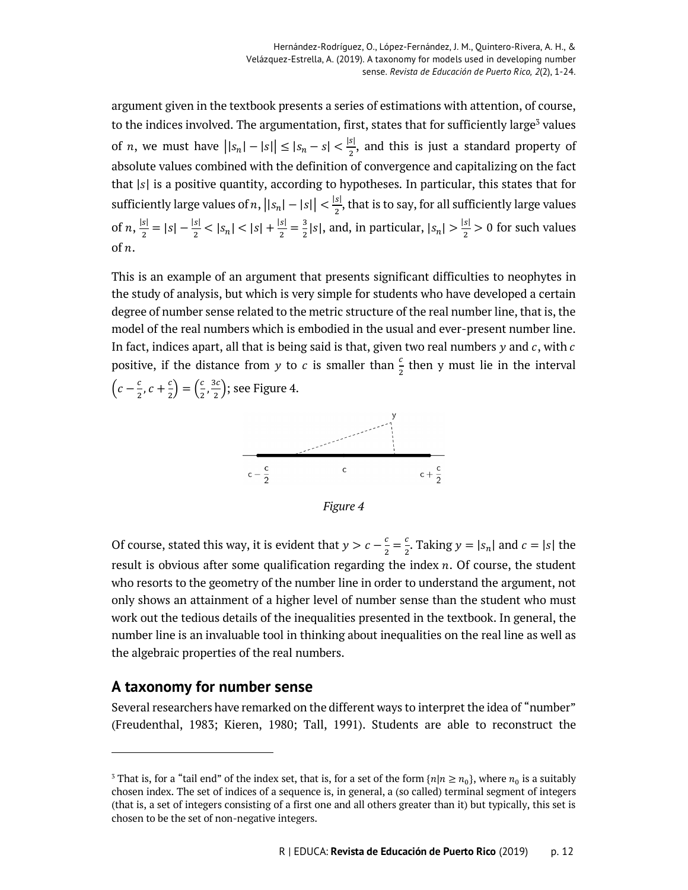argument given in the textbook presents a series of estimations with attention, of course, to the indices involved. The argumentation, first, states that for sufficiently large[3] values of $n$, we must have $||s_n| - |s|| \leq |s_n - s| < \frac{|s|}{2}$, and this is just a standard property of absolute values combined with the definition of convergence and capitalizing on the fact that $|s|$ is a positive quantity, according to hypotheses. In particular, this states that for sufficiently large values of $n$, $||s_n| - |s|| < \frac{|s|}{2}$, that is to say, for all sufficiently large values of $n$, $\frac{|s|}{2} = |s| - \frac{|s|}{2} < |s_n| < |s| + \frac{|s|}{2} = \frac{3}{2}|s|$, and, in particular, $|s_n| > \frac{|s|}{2} > 0$ for such values of $n$.

This is an example of an argument that presents significant difficulties to neophytes in the study of analysis, but which is very simple for students who have developed a certain degree of number sense related to the metric structure of the real number line, that is, the model of the real numbers which is embodied in the usual and ever-present number line. In fact, indices apart, all that is being said is that, given two real numbers $y$ and $c$, with $c$ positive, if the distance from $y$ to $c$ is smaller than $\frac{c}{2}$ then y must lie in the interval $\left(c - \frac{c}{2}, c + \frac{c}{2}\right) = \left(\frac{c}{2}, \frac{3c}{2}\right)$; see Figure 4.

*Figure 4*

Of course, stated this way, it is evident that $y > c - \frac{c}{2} = \frac{c}{2}$. Taking $y = |s_n|$ and $c = |s|$ the result is obvious after some qualification regarding the index $n$. Of course, the student who resorts to the geometry of the number line in order to understand the argument, not only shows an attainment of a higher level of number sense than the student who must work out the tedious details of the inequalities presented in the textbook. In general, the number line is an invaluable tool in thinking about inequalities on the real line as well as the algebraic properties of the real numbers.

## A taxonomy for number sense

Several researchers have remarked on the different ways to interpret the idea of "number" (Freudenthal, 1983; Kieren, 1980; Tall, 1991). Students are able to reconstruct the

---

[3] That is, for a "tail end" of the index set, that is, for a set of the form $\{n | n \geq n_0\}$, where $n_0$ is a suitably chosen index. The set of indices of a sequence is, in general, a (so called) terminal segment of integers (that is, a set of integers consisting of a first one and all others greater than it) but typically, this set is chosen to be the set of non-negative integers.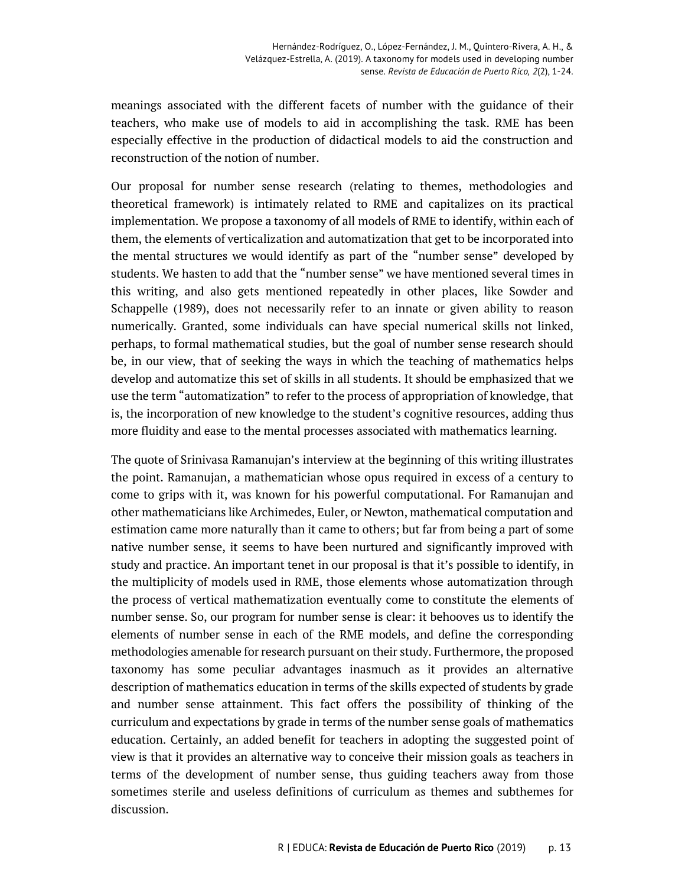meanings associated with the different facets of number with the guidance of their teachers, who make use of models to aid in accomplishing the task. RME has been especially effective in the production of didactical models to aid the construction and reconstruction of the notion of number.

Our proposal for number sense research (relating to themes, methodologies and theoretical framework) is intimately related to RME and capitalizes on its practical implementation. We propose a taxonomy of all models of RME to identify, within each of them, the elements of verticalization and automatization that get to be incorporated into the mental structures we would identify as part of the "number sense" developed by students. We hasten to add that the "number sense" we have mentioned several times in this writing, and also gets mentioned repeatedly in other places, like Sowder and Schappelle (1989), does not necessarily refer to an innate or given ability to reason numerically. Granted, some individuals can have special numerical skills not linked, perhaps, to formal mathematical studies, but the goal of number sense research should be, in our view, that of seeking the ways in which the teaching of mathematics helps develop and automatize this set of skills in all students. It should be emphasized that we use the term "automatization" to refer to the process of appropriation of knowledge, that is, the incorporation of new knowledge to the student's cognitive resources, adding thus more fluidity and ease to the mental processes associated with mathematics learning.

The quote of Srinivasa Ramanujan's interview at the beginning of this writing illustrates the point. Ramanujan, a mathematician whose opus required in excess of a century to come to grips with it, was known for his powerful computational. For Ramanujan and other mathematicians like Archimedes, Euler, or Newton, mathematical computation and estimation came more naturally than it came to others; but far from being a part of some native number sense, it seems to have been nurtured and significantly improved with study and practice. An important tenet in our proposal is that it's possible to identify, in the multiplicity of models used in RME, those elements whose automatization through the process of vertical mathematization eventually come to constitute the elements of number sense. So, our program for number sense is clear: it behooves us to identify the elements of number sense in each of the RME models, and define the corresponding methodologies amenable for research pursuant on their study. Furthermore, the proposed taxonomy has some peculiar advantages inasmuch as it provides an alternative description of mathematics education in terms of the skills expected of students by grade and number sense attainment. This fact offers the possibility of thinking of the curriculum and expectations by grade in terms of the number sense goals of mathematics education. Certainly, an added benefit for teachers in adopting the suggested point of view is that it provides an alternative way to conceive their mission goals as teachers in terms of the development of number sense, thus guiding teachers away from those sometimes sterile and useless definitions of curriculum as themes and subthemes for discussion.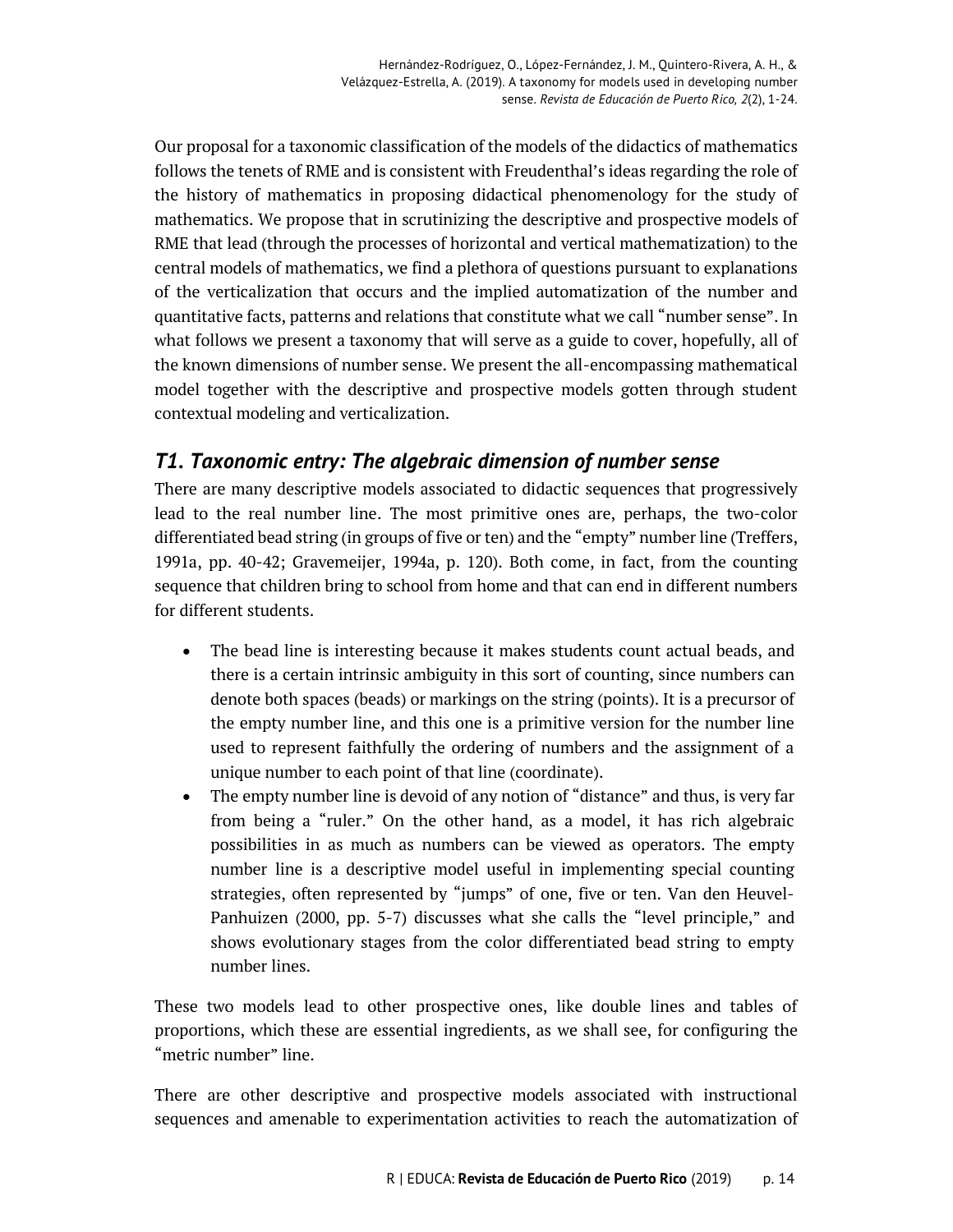Our proposal for a taxonomic classification of the models of the didactics of mathematics follows the tenets of RME and is consistent with Freudenthal's ideas regarding the role of the history of mathematics in proposing didactical phenomenology for the study of mathematics. We propose that in scrutinizing the descriptive and prospective models of RME that lead (through the processes of horizontal and vertical mathematization) to the central models of mathematics, we find a plethora of questions pursuant to explanations of the verticalization that occurs and the implied automatization of the number and quantitative facts, patterns and relations that constitute what we call "number sense". In what follows we present a taxonomy that will serve as a guide to cover, hopefully, all of the known dimensions of number sense. We present the all-encompassing mathematical model together with the descriptive and prospective models gotten through student contextual modeling and verticalization.

## *T1. Taxonomic entry: The algebraic dimension of number sense*

There are many descriptive models associated to didactic sequences that progressively lead to the real number line. The most primitive ones are, perhaps, the two-color differentiated bead string (in groups of five or ten) and the "empty" number line (Treffers, 1991a, pp. 40-42; Gravemeijer, 1994a, p. 120). Both come, in fact, from the counting sequence that children bring to school from home and that can end in different numbers for different students.

- The bead line is interesting because it makes students count actual beads, and there is a certain intrinsic ambiguity in this sort of counting, since numbers can denote both spaces (beads) or markings on the string (points). It is a precursor of the empty number line, and this one is a primitive version for the number line used to represent faithfully the ordering of numbers and the assignment of a unique number to each point of that line (coordinate).
- The empty number line is devoid of any notion of "distance" and thus, is very far from being a "ruler." On the other hand, as a model, it has rich algebraic possibilities in as much as numbers can be viewed as operators. The empty number line is a descriptive model useful in implementing special counting strategies, often represented by "jumps" of one, five or ten. Van den Heuvel-Panhuizen (2000, pp. 5-7) discusses what she calls the "level principle," and shows evolutionary stages from the color differentiated bead string to empty number lines.

These two models lead to other prospective ones, like double lines and tables of proportions, which these are essential ingredients, as we shall see, for configuring the "metric number" line.

There are other descriptive and prospective models associated with instructional sequences and amenable to experimentation activities to reach the automatization of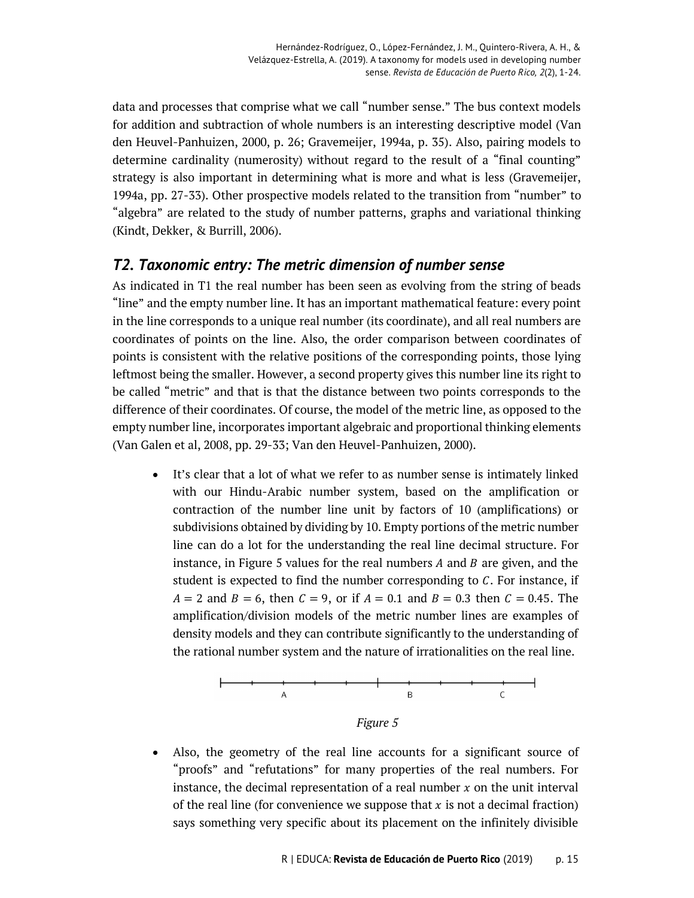data and processes that comprise what we call "number sense." The bus context models for addition and subtraction of whole numbers is an interesting descriptive model (Van den Heuvel-Panhuizen, 2000, p. 26; Gravemeijer, 1994a, p. 35). Also, pairing models to determine cardinality (numerosity) without regard to the result of a "final counting" strategy is also important in determining what is more and what is less (Gravemeijer, 1994a, pp. 27-33). Other prospective models related to the transition from "number" to "algebra" are related to the study of number patterns, graphs and variational thinking (Kindt, Dekker, & Burrill, 2006).

## *T2. Taxonomic entry: The metric dimension of number sense*

As indicated in T1 the real number has been seen as evolving from the string of beads "line" and the empty number line. It has an important mathematical feature: every point in the line corresponds to a unique real number (its coordinate), and all real numbers are coordinates of points on the line. Also, the order comparison between coordinates of points is consistent with the relative positions of the corresponding points, those lying leftmost being the smaller. However, a second property gives this number line its right to be called "metric" and that is that the distance between two points corresponds to the difference of their coordinates. Of course, the model of the metric line, as opposed to the empty number line, incorporates important algebraic and proportional thinking elements (Van Galen et al, 2008, pp. 29-33; Van den Heuvel-Panhuizen, 2000).

- It's clear that a lot of what we refer to as number sense is intimately linked with our Hindu-Arabic number system, based on the amplification or contraction of the number line unit by factors of 10 (amplifications) or subdivisions obtained by dividing by 10. Empty portions of the metric number line can do a lot for the understanding the real line decimal structure. For instance, in Figure 5 values for the real numbers $A$ and $B$ are given, and the student is expected to find the number corresponding to $C$. For instance, if $A = 2$ and $B = 6$, then $C = 9$, or if $A = 0.1$ and $B = 0.3$ then $C = 0.45$. The amplification/division models of the metric number lines are examples of density models and they can contribute significantly to the understanding of the rational number system and the nature of irrationalities on the real line.

*Figure 5*

- Also, the geometry of the real line accounts for a significant source of "proofs" and "refutations" for many properties of the real numbers. For instance, the decimal representation of a real number $x$ on the unit interval of the real line (for convenience we suppose that $x$ is not a decimal fraction) says something very specific about its placement on the infinitely divisible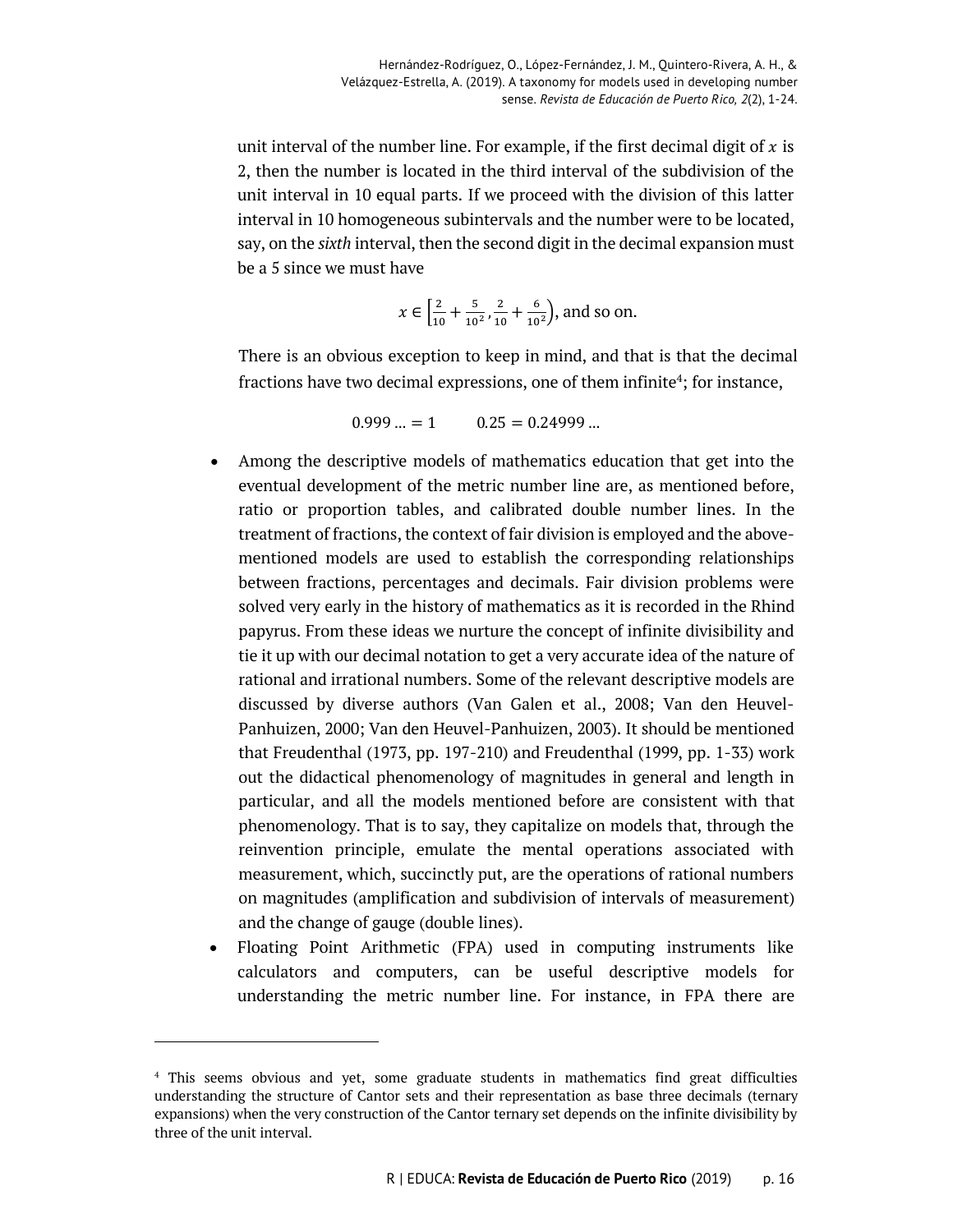unit interval of the number line. For example, if the first decimal digit of $x$ is 2, then the number is located in the third interval of the subdivision of the unit interval in 10 equal parts. If we proceed with the division of this latter interval in 10 homogeneous subintervals and the number were to be located, say, on the *sixth* interval, then the second digit in the decimal expansion must be a 5 since we must have

$$x \in \left[\frac{2}{10} + \frac{5}{10^2}, \frac{2}{10} + \frac{6}{10^2}\right), \text{ and so on.}$$

There is an obvious exception to keep in mind, and that is that the decimal fractions have two decimal expressions, one of them infinite[4]; for instance,

$$0.999 \ldots = 1 \qquad 0.25 = 0.24999 \ldots$$

- Among the descriptive models of mathematics education that get into the eventual development of the metric number line are, as mentioned before, ratio or proportion tables, and calibrated double number lines. In the treatment of fractions, the context of fair division is employed and the above-mentioned models are used to establish the corresponding relationships between fractions, percentages and decimals. Fair division problems were solved very early in the history of mathematics as it is recorded in the Rhind papyrus. From these ideas we nurture the concept of infinite divisibility and tie it up with our decimal notation to get a very accurate idea of the nature of rational and irrational numbers. Some of the relevant descriptive models are discussed by diverse authors (Van Galen et al., 2008; Van den Heuvel-Panhuizen, 2000; Van den Heuvel-Panhuizen, 2003). It should be mentioned that Freudenthal (1973, pp. 197-210) and Freudenthal (1999, pp. 1-33) work out the didactical phenomenology of magnitudes in general and length in particular, and all the models mentioned before are consistent with that phenomenology. That is to say, they capitalize on models that, through the reinvention principle, emulate the mental operations associated with measurement, which, succinctly put, are the operations of rational numbers on magnitudes (amplification and subdivision of intervals of measurement) and the change of gauge (double lines).
- Floating Point Arithmetic (FPA) used in computing instruments like calculators and computers, can be useful descriptive models for understanding the metric number line. For instance, in FPA there are

[4] This seems obvious and yet, some graduate students in mathematics find great difficulties understanding the structure of Cantor sets and their representation as base three decimals (ternary expansions) when the very construction of the Cantor ternary set depends on the infinite divisibility by three of the unit interval.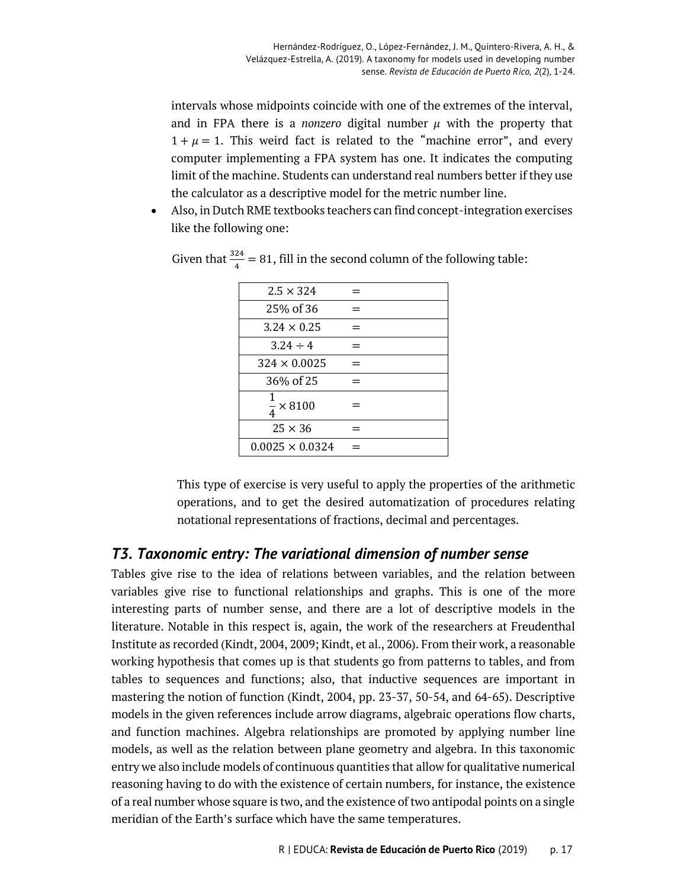intervals whose midpoints coincide with one of the extremes of the interval, and in FPA there is a *nonzero* digital number $\mu$ with the property that $1 + \mu = 1$. This weird fact is related to the "machine error", and every computer implementing a FPA system has one. It indicates the computing limit of the machine. Students can understand real numbers better if they use the calculator as a descriptive model for the metric number line.

- Also, in Dutch RME textbooks teachers can find concept-integration exercises like the following one:

  Given that $\frac{324}{4} = 81$, fill in the second column of the following table:

| | |
|---|---|
| $2.5 \times 324$ | $=$ |
| 25% of 36 | $=$ |
| $3.24 \times 0.25$ | $=$ |
| $3.24 \div 4$ | $=$ |
| $324 \times 0.0025$ | $=$ |
| 36% of 25 | $=$ |
| $\frac{1}{4} \times 8100$ | $=$ |
| $25 \times 36$ | $=$ |
| $0.0025 \times 0.0324$ | $=$ |

  This type of exercise is very useful to apply the properties of the arithmetic operations, and to get the desired automatization of procedures relating notational representations of fractions, decimal and percentages.

## *T3. Taxonomic entry: The variational dimension of number sense*

Tables give rise to the idea of relations between variables, and the relation between variables give rise to functional relationships and graphs. This is one of the more interesting parts of number sense, and there are a lot of descriptive models in the literature. Notable in this respect is, again, the work of the researchers at Freudenthal Institute as recorded (Kindt, 2004, 2009; Kindt, et al., 2006). From their work, a reasonable working hypothesis that comes up is that students go from patterns to tables, and from tables to sequences and functions; also, that inductive sequences are important in mastering the notion of function (Kindt, 2004, pp. 23-37, 50-54, and 64-65). Descriptive models in the given references include arrow diagrams, algebraic operations flow charts, and function machines. Algebra relationships are promoted by applying number line models, as well as the relation between plane geometry and algebra. In this taxonomic entry we also include models of continuous quantities that allow for qualitative numerical reasoning having to do with the existence of certain numbers, for instance, the existence of a real number whose square is two, and the existence of two antipodal points on a single meridian of the Earth's surface which have the same temperatures.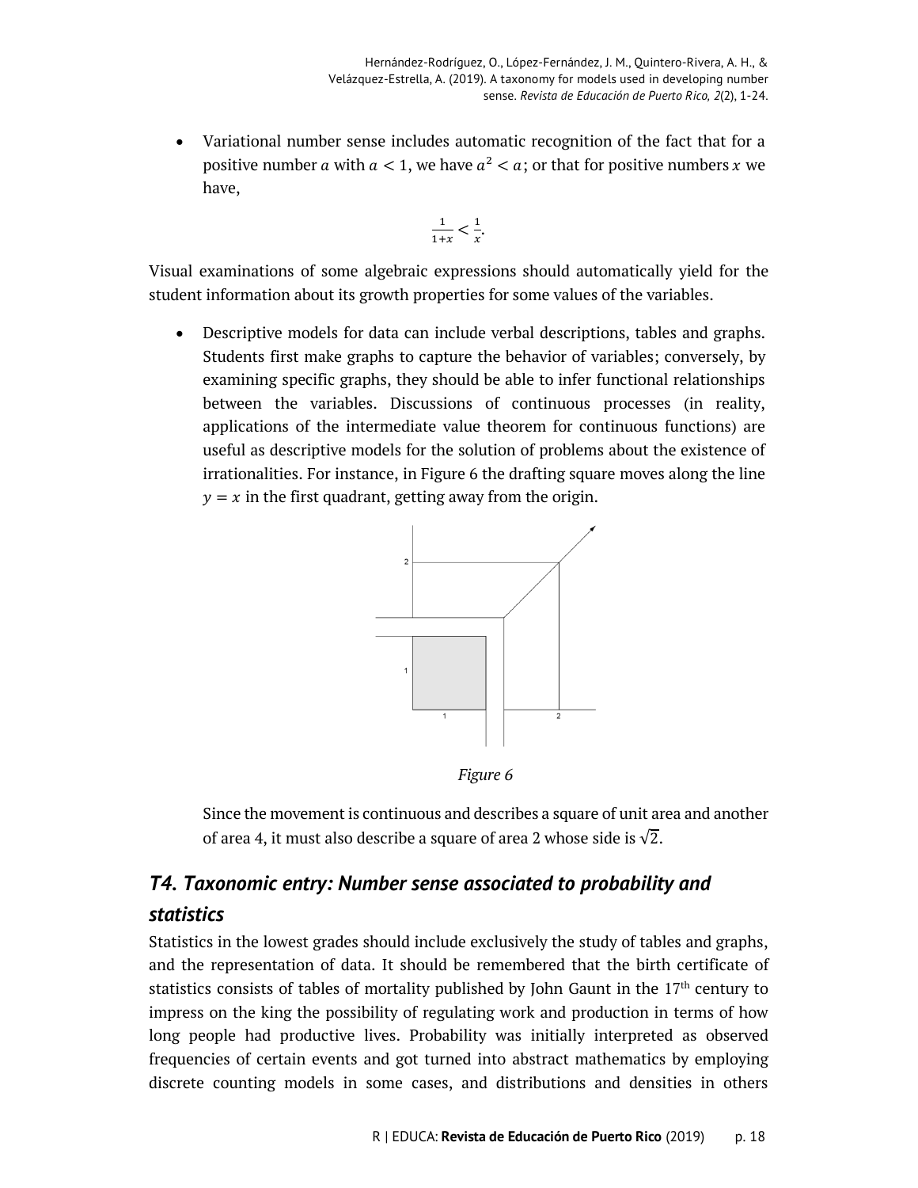- Variational number sense includes automatic recognition of the fact that for a positive number $a$ with $a < 1$, we have $a^2 < a$; or that for positive numbers $x$ we have,

$$\frac{1}{1+x} < \frac{1}{x}.$$

Visual examinations of some algebraic expressions should automatically yield for the student information about its growth properties for some values of the variables.

- Descriptive models for data can include verbal descriptions, tables and graphs. Students first make graphs to capture the behavior of variables; conversely, by examining specific graphs, they should be able to infer functional relationships between the variables. Discussions of continuous processes (in reality, applications of the intermediate value theorem for continuous functions) are useful as descriptive models for the solution of problems about the existence of irrationalities. For instance, in Figure 6 the drafting square moves along the line $y = x$ in the first quadrant, getting away from the origin.

*Figure 6*

Since the movement is continuous and describes a square of unit area and another of area 4, it must also describe a square of area 2 whose side is $\sqrt{2}$.

## T4. Taxonomic entry: Number sense associated to probability and statistics

Statistics in the lowest grades should include exclusively the study of tables and graphs, and the representation of data. It should be remembered that the birth certificate of statistics consists of tables of mortality published by John Gaunt in the 17th century to impress on the king the possibility of regulating work and production in terms of how long people had productive lives. Probability was initially interpreted as observed frequencies of certain events and got turned into abstract mathematics by employing discrete counting models in some cases, and distributions and densities in others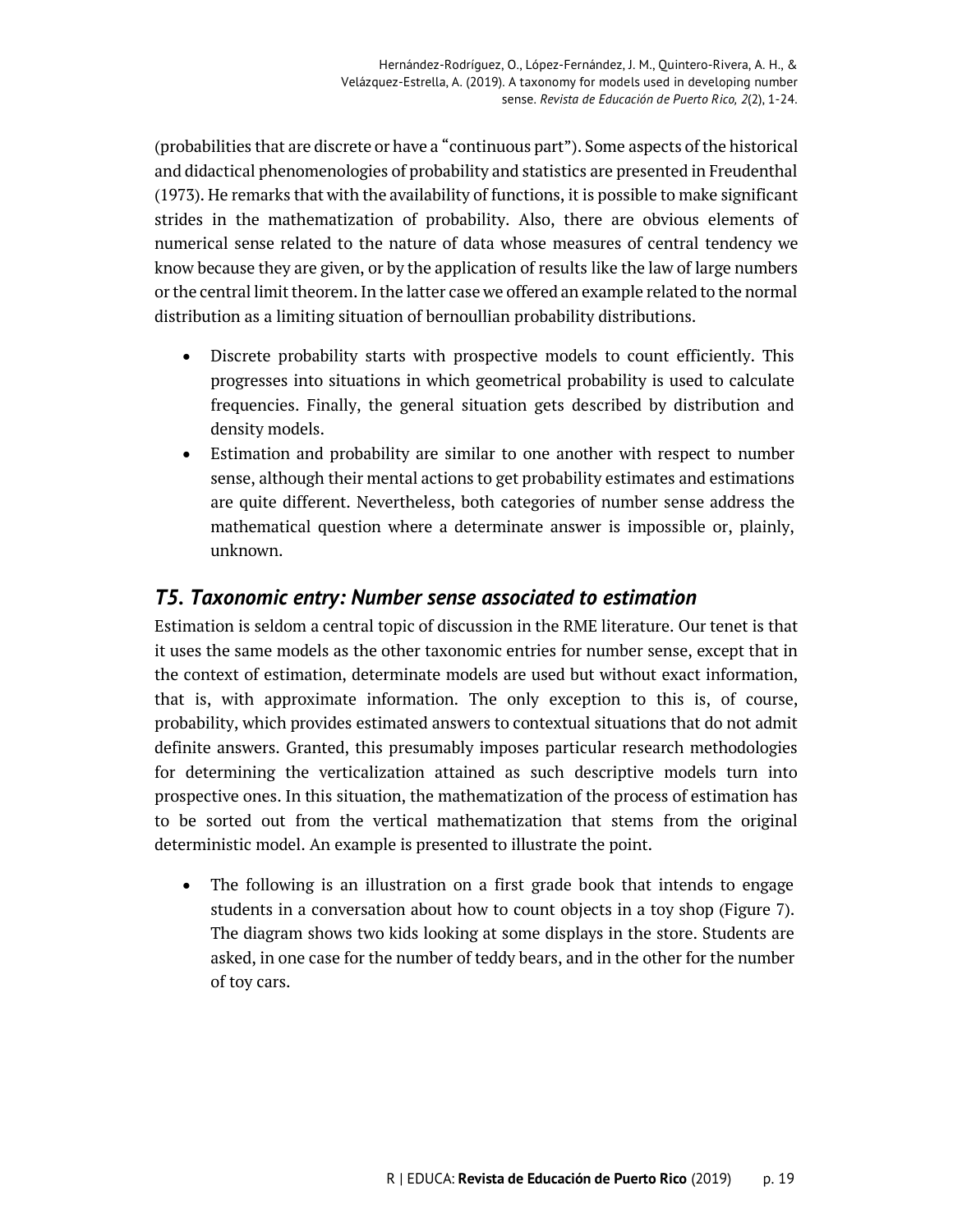(probabilities that are discrete or have a "continuous part"). Some aspects of the historical and didactical phenomenologies of probability and statistics are presented in Freudenthal (1973). He remarks that with the availability of functions, it is possible to make significant strides in the mathematization of probability. Also, there are obvious elements of numerical sense related to the nature of data whose measures of central tendency we know because they are given, or by the application of results like the law of large numbers or the central limit theorem. In the latter case we offered an example related to the normal distribution as a limiting situation of bernoullian probability distributions.

- Discrete probability starts with prospective models to count efficiently. This progresses into situations in which geometrical probability is used to calculate frequencies. Finally, the general situation gets described by distribution and density models.
- Estimation and probability are similar to one another with respect to number sense, although their mental actions to get probability estimates and estimations are quite different. Nevertheless, both categories of number sense address the mathematical question where a determinate answer is impossible or, plainly, unknown.

## *T5. Taxonomic entry: Number sense associated to estimation*

Estimation is seldom a central topic of discussion in the RME literature. Our tenet is that it uses the same models as the other taxonomic entries for number sense, except that in the context of estimation, determinate models are used but without exact information, that is, with approximate information. The only exception to this is, of course, probability, which provides estimated answers to contextual situations that do not admit definite answers. Granted, this presumably imposes particular research methodologies for determining the verticalization attained as such descriptive models turn into prospective ones. In this situation, the mathematization of the process of estimation has to be sorted out from the vertical mathematization that stems from the original deterministic model. An example is presented to illustrate the point.

- The following is an illustration on a first grade book that intends to engage students in a conversation about how to count objects in a toy shop (Figure 7). The diagram shows two kids looking at some displays in the store. Students are asked, in one case for the number of teddy bears, and in the other for the number of toy cars.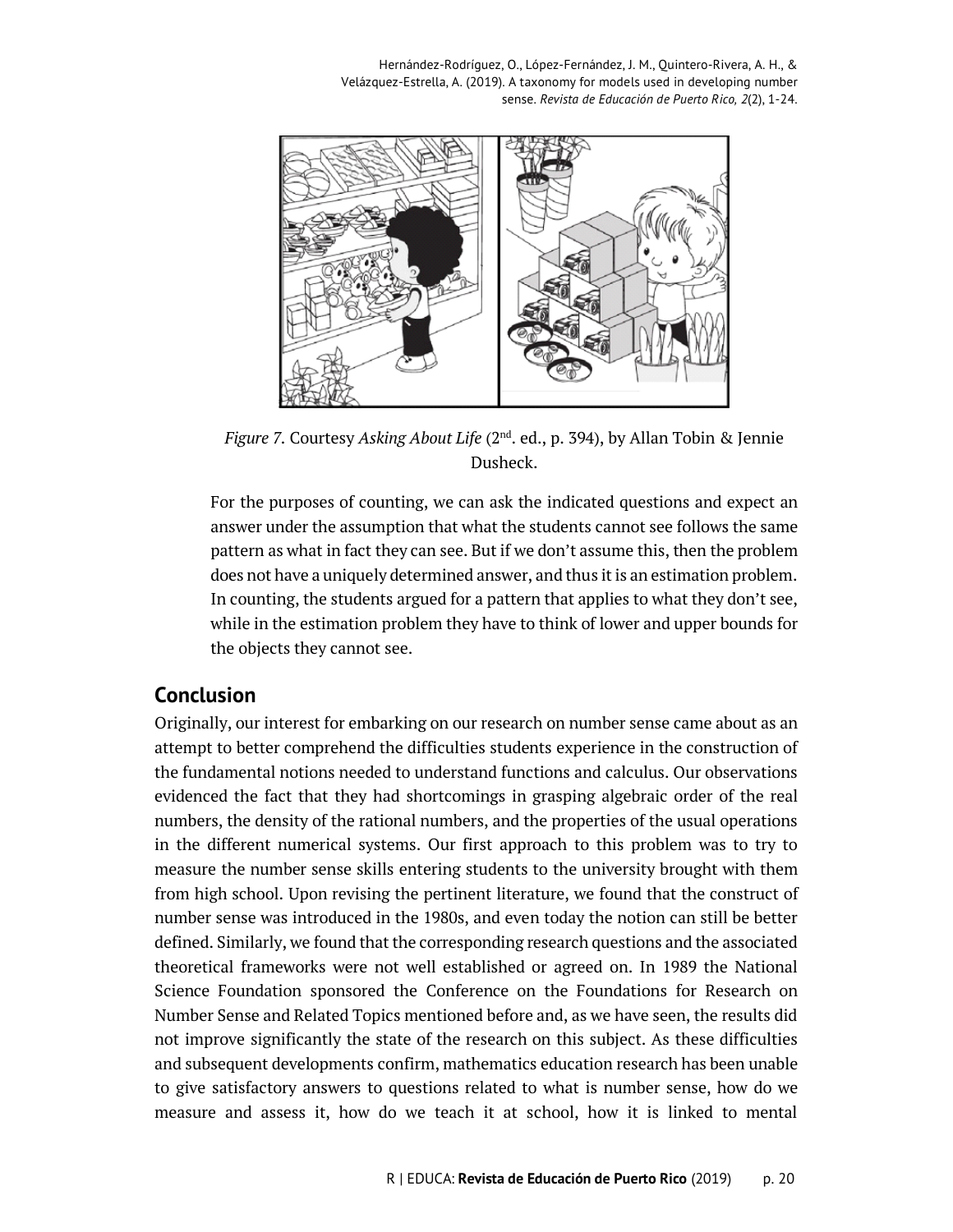*Figure 7.* Courtesy *Asking About Life* (2nd. ed., p. 394), by Allan Tobin & Jennie Dusheck.

For the purposes of counting, we can ask the indicated questions and expect an answer under the assumption that what the students cannot see follows the same pattern as what in fact they can see. But if we don't assume this, then the problem does not have a uniquely determined answer, and thus it is an estimation problem. In counting, the students argued for a pattern that applies to what they don't see, while in the estimation problem they have to think of lower and upper bounds for the objects they cannot see.

## Conclusion

Originally, our interest for embarking on our research on number sense came about as an attempt to better comprehend the difficulties students experience in the construction of the fundamental notions needed to understand functions and calculus. Our observations evidenced the fact that they had shortcomings in grasping algebraic order of the real numbers, the density of the rational numbers, and the properties of the usual operations in the different numerical systems. Our first approach to this problem was to try to measure the number sense skills entering students to the university brought with them from high school. Upon revising the pertinent literature, we found that the construct of number sense was introduced in the 1980s, and even today the notion can still be better defined. Similarly, we found that the corresponding research questions and the associated theoretical frameworks were not well established or agreed on. In 1989 the National Science Foundation sponsored the Conference on the Foundations for Research on Number Sense and Related Topics mentioned before and, as we have seen, the results did not improve significantly the state of the research on this subject. As these difficulties and subsequent developments confirm, mathematics education research has been unable to give satisfactory answers to questions related to what is number sense, how do we measure and assess it, how do we teach it at school, how it is linked to mental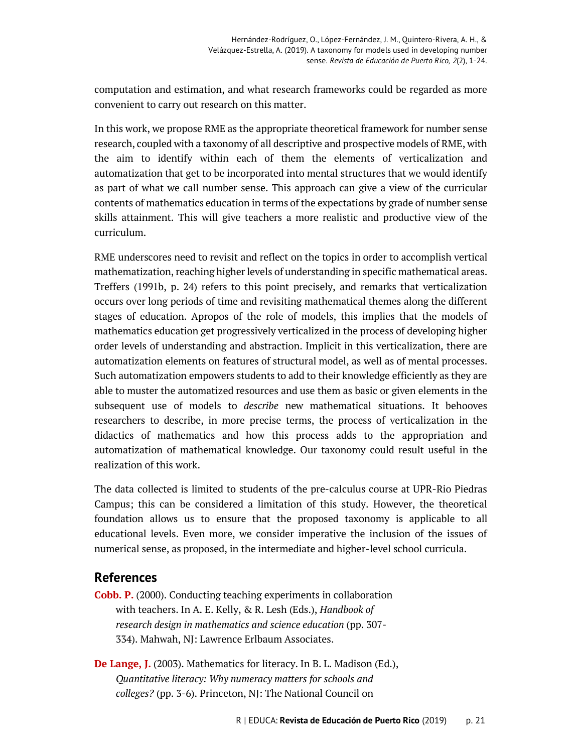computation and estimation, and what research frameworks could be regarded as more convenient to carry out research on this matter.

In this work, we propose RME as the appropriate theoretical framework for number sense research, coupled with a taxonomy of all descriptive and prospective models of RME, with the aim to identify within each of them the elements of verticalization and automatization that get to be incorporated into mental structures that we would identify as part of what we call number sense. This approach can give a view of the curricular contents of mathematics education in terms of the expectations by grade of number sense skills attainment. This will give teachers a more realistic and productive view of the curriculum.

RME underscores need to revisit and reflect on the topics in order to accomplish vertical mathematization, reaching higher levels of understanding in specific mathematical areas. Treffers (1991b, p. 24) refers to this point precisely, and remarks that verticalization occurs over long periods of time and revisiting mathematical themes along the different stages of education. Apropos of the role of models, this implies that the models of mathematics education get progressively verticalized in the process of developing higher order levels of understanding and abstraction. Implicit in this verticalization, there are automatization elements on features of structural model, as well as of mental processes. Such automatization empowers students to add to their knowledge efficiently as they are able to muster the automatized resources and use them as basic or given elements in the subsequent use of models to *describe* new mathematical situations. It behooves researchers to describe, in more precise terms, the process of verticalization in the didactics of mathematics and how this process adds to the appropriation and automatization of mathematical knowledge. Our taxonomy could result useful in the realization of this work.

The data collected is limited to students of the pre-calculus course at UPR-Rio Piedras Campus; this can be considered a limitation of this study. However, the theoretical foundation allows us to ensure that the proposed taxonomy is applicable to all educational levels. Even more, we consider imperative the inclusion of the issues of numerical sense, as proposed, in the intermediate and higher-level school curricula.

## References

**Cobb. P.** (2000). Conducting teaching experiments in collaboration with teachers. In A. E. Kelly, & R. Lesh (Eds.), *Handbook of research design in mathematics and science education* (pp. 307-334). Mahwah, NJ: Lawrence Erlbaum Associates.

**De Lange, J.** (2003). Mathematics for literacy. In B. L. Madison (Ed.), *Quantitative literacy: Why numeracy matters for schools and colleges?* (pp. 3-6). Princeton, NJ: The National Council on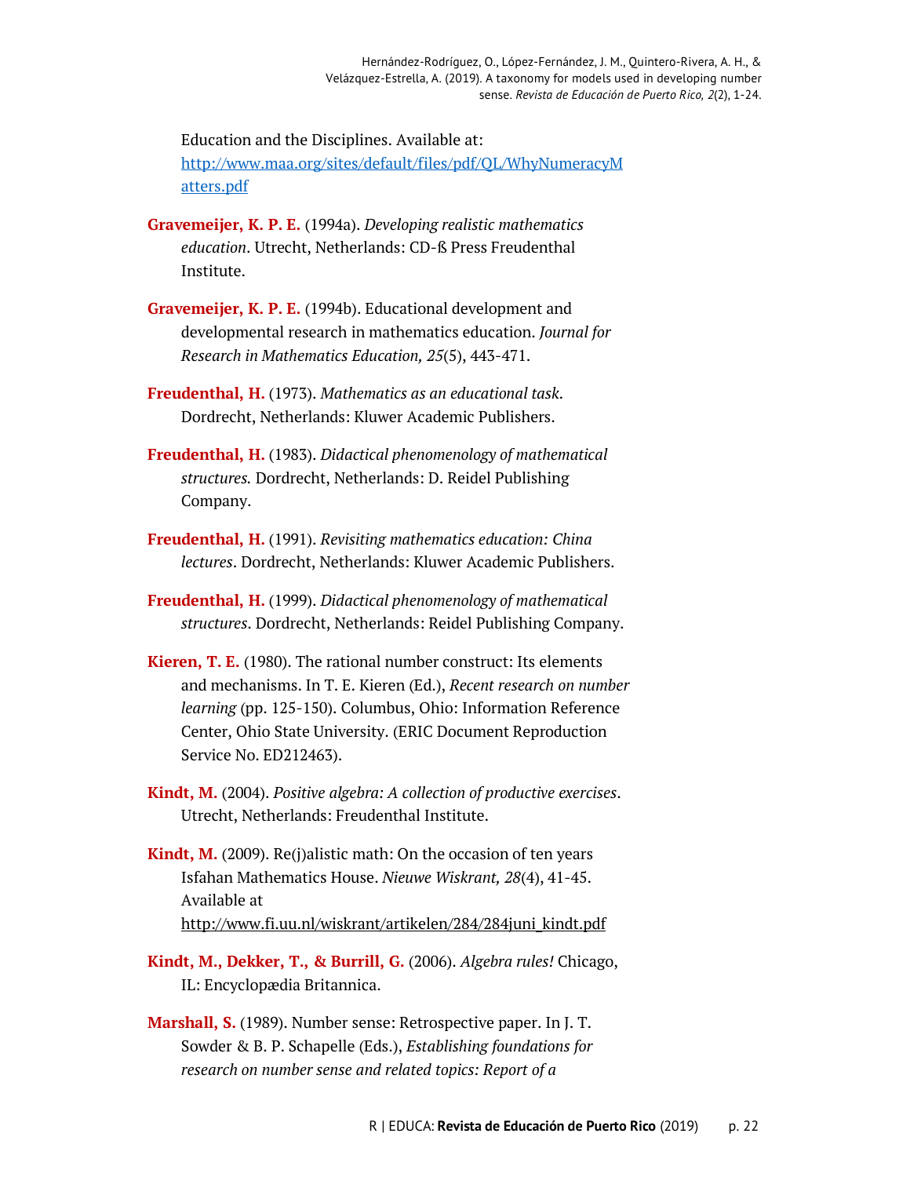Education and the Disciplines. Available at: [http://www.maa.org/sites/default/files/pdf/QL/WhyNumeracyMatters.pdf](http://www.maa.org/sites/default/files/pdf/QL/WhyNumeracyMatters.pdf)

**Gravemeijer, K. P. E.** (1994a). *Developing realistic mathematics education*. Utrecht, Netherlands: CD-ß Press Freudenthal Institute.

**Gravemeijer, K. P. E.** (1994b). Educational development and developmental research in mathematics education. *Journal for Research in Mathematics Education, 25*(5), 443-471.

**Freudenthal, H.** (1973). *Mathematics as an educational task*. Dordrecht, Netherlands: Kluwer Academic Publishers.

**Freudenthal, H.** (1983). *Didactical phenomenology of mathematical structures.* Dordrecht, Netherlands: D. Reidel Publishing Company.

**Freudenthal, H.** (1991). *Revisiting mathematics education: China lectures*. Dordrecht, Netherlands: Kluwer Academic Publishers.

**Freudenthal, H.** (1999). *Didactical phenomenology of mathematical structures*. Dordrecht, Netherlands: Reidel Publishing Company.

**Kieren, T. E.** (1980). The rational number construct: Its elements and mechanisms. In T. E. Kieren (Ed.), *Recent research on number learning* (pp. 125-150). Columbus, Ohio: Information Reference Center, Ohio State University. (ERIC Document Reproduction Service No. ED212463).

**Kindt, M.** (2004). *Positive algebra: A collection of productive exercises*. Utrecht, Netherlands: Freudenthal Institute.

**Kindt, M.** (2009). Re(j)alistic math: On the occasion of ten years Isfahan Mathematics House. *Nieuwe Wiskrant, 28*(4), 41-45. Available at http://www.fi.uu.nl/wiskrant/artikelen/284/284juni_kindt.pdf

**Kindt, M., Dekker, T., & Burrill, G.** (2006). *Algebra rules!* Chicago, IL: Encyclopædia Britannica.

**Marshall, S.** (1989). Number sense: Retrospective paper. In J. T. Sowder & B. P. Schapelle (Eds.), *Establishing foundations for research on number sense and related topics: Report of a*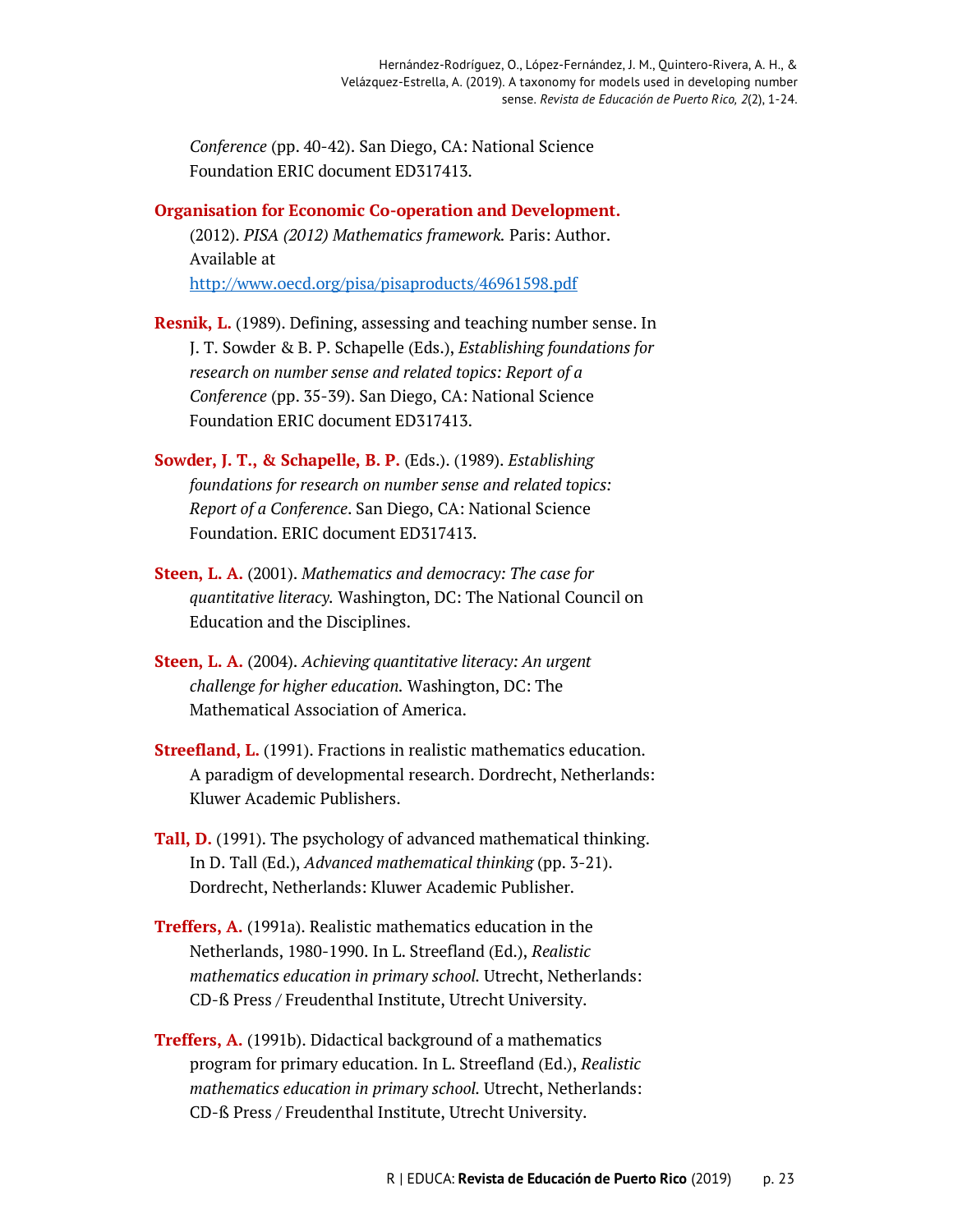*Conference* (pp. 40-42). San Diego, CA: National Science Foundation ERIC document ED317413.

**Organisation for Economic Co-operation and Development.** (2012). *PISA (2012) Mathematics framework.* Paris: Author. Available at http://www.oecd.org/pisa/pisaproducts/46961598.pdf

**Resnik, L.** (1989). Defining, assessing and teaching number sense. In J. T. Sowder & B. P. Schapelle (Eds.), *Establishing foundations for research on number sense and related topics: Report of a Conference* (pp. 35-39). San Diego, CA: National Science Foundation ERIC document ED317413.

**Sowder, J. T., & Schapelle, B. P.** (Eds.). (1989). *Establishing foundations for research on number sense and related topics: Report of a Conference*. San Diego, CA: National Science Foundation. ERIC document ED317413.

**Steen, L. A.** (2001). *Mathematics and democracy: The case for quantitative literacy.* Washington, DC: The National Council on Education and the Disciplines.

**Steen, L. A.** (2004). *Achieving quantitative literacy: An urgent challenge for higher education.* Washington, DC: The Mathematical Association of America.

**Streefland, L.** (1991). Fractions in realistic mathematics education. A paradigm of developmental research. Dordrecht, Netherlands: Kluwer Academic Publishers.

**Tall, D.** (1991). The psychology of advanced mathematical thinking. In D. Tall (Ed.), *Advanced mathematical thinking* (pp. 3-21). Dordrecht, Netherlands: Kluwer Academic Publisher.

**Treffers, A.** (1991a). Realistic mathematics education in the Netherlands, 1980-1990. In L. Streefland (Ed.), *Realistic mathematics education in primary school.* Utrecht, Netherlands: CD-ß Press / Freudenthal Institute, Utrecht University.

**Treffers, A.** (1991b). Didactical background of a mathematics program for primary education. In L. Streefland (Ed.), *Realistic mathematics education in primary school.* Utrecht, Netherlands: CD-ß Press / Freudenthal Institute, Utrecht University.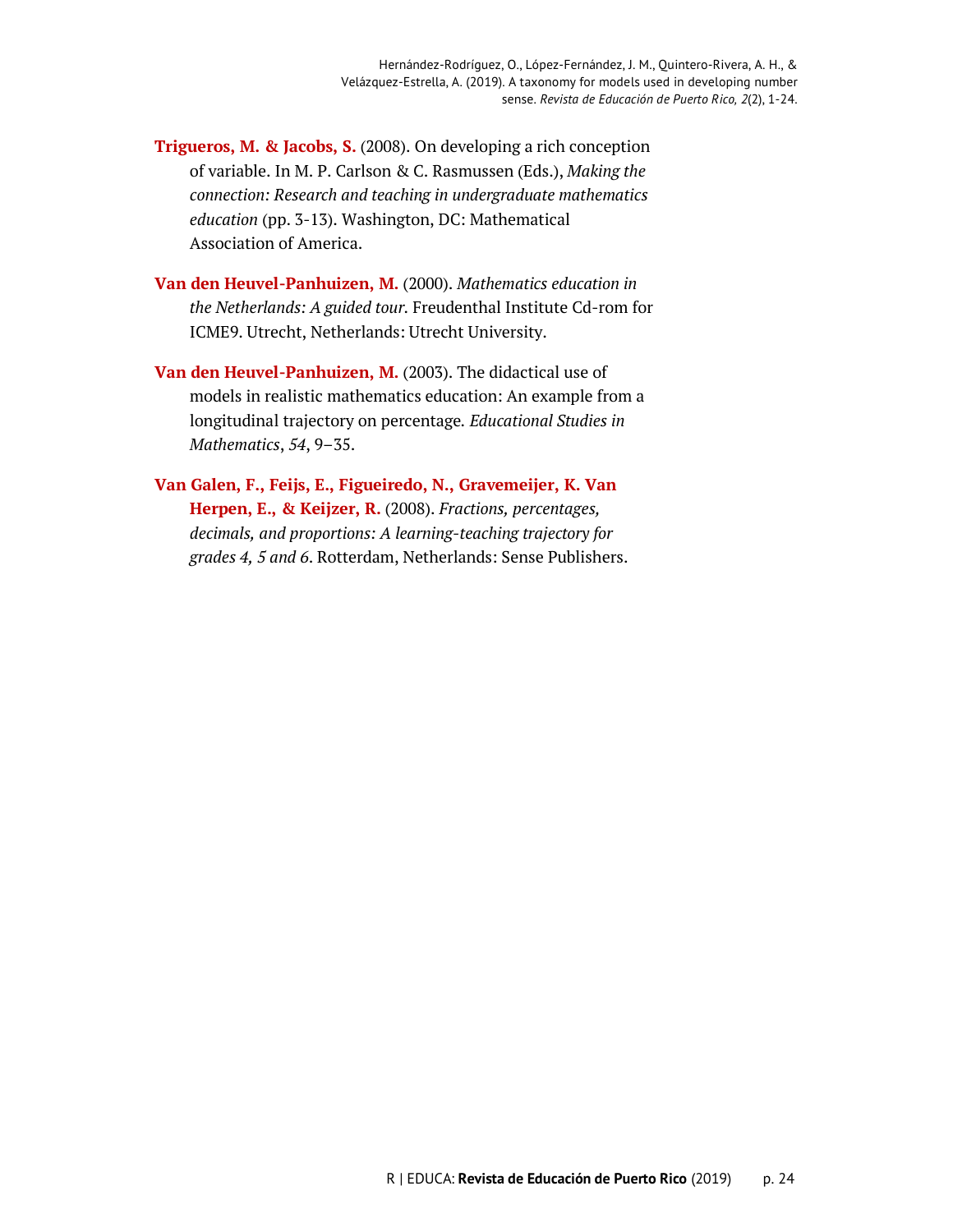**Trigueros, M. & Jacobs, S.** (2008). On developing a rich conception of variable. In M. P. Carlson & C. Rasmussen (Eds.), *Making the connection: Research and teaching in undergraduate mathematics education* (pp. 3-13). Washington, DC: Mathematical Association of America.

**Van den Heuvel-Panhuizen, M.** (2000). *Mathematics education in the Netherlands: A guided tour.* Freudenthal Institute Cd-rom for ICME9. Utrecht, Netherlands: Utrecht University.

**Van den Heuvel-Panhuizen, M.** (2003). The didactical use of models in realistic mathematics education: An example from a longitudinal trajectory on percentage. *Educational Studies in Mathematics*, *54*, 9–35.

**Van Galen, F., Feijs, E., Figueiredo, N., Gravemeijer, K. Van Herpen, E., & Keijzer, R.** (2008). *Fractions, percentages, decimals, and proportions: A learning-teaching trajectory for grades 4, 5 and 6*. Rotterdam, Netherlands: Sense Publishers.